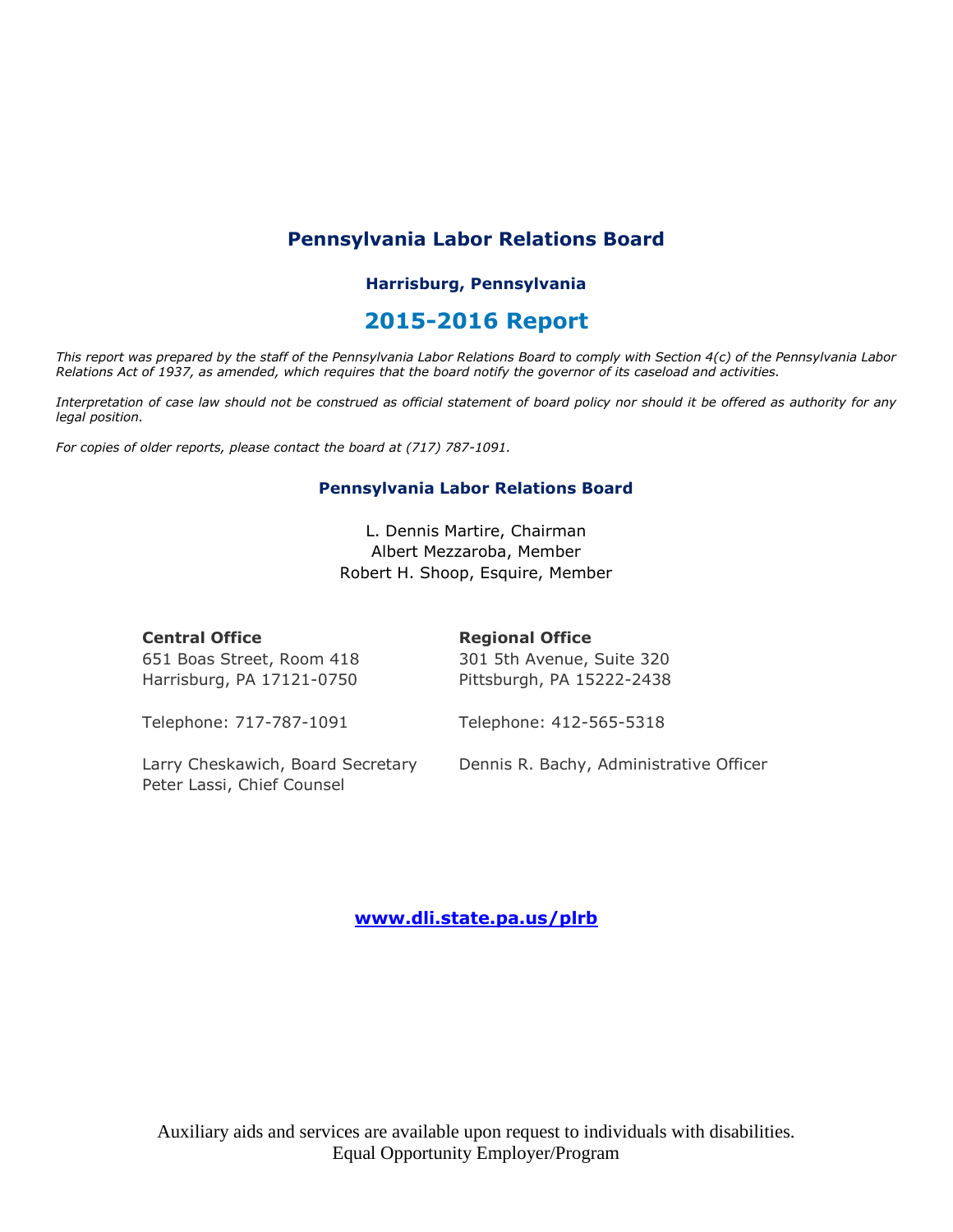# Pennsylvania Labor Relations Board

### Harrisburg, Pennsylvania

## 2015-2016 Report

*This report was prepared by the staff of the Pennsylvania Labor Relations Board to comply with Section 4(c) of the Pennsylvania Labor Relations Act of 1937, as amended, which requires that the board notify the governor of its caseload and activities.*

*Interpretation of case law should not be construed as official statement of board policy nor should it be offered as authority for any legal position.*

*For copies of older reports, please contact the board at (717) 787-1091.*

### Pennsylvania Labor Relations Board

L. Dennis Martire, Chairman
Albert Mezzaroba, Member
Robert H. Shoop, Esquire, Member

**Central Office**
651 Boas Street, Room 418
Harrisburg, PA 17121-0750

Telephone: 717-787-1091

Larry Cheskawich, Board Secretary
Peter Lassi, Chief Counsel

**Regional Office**
301 5th Avenue, Suite 320
Pittsburgh, PA 15222-2438

Telephone: 412-565-5318

Dennis R. Bachy, Administrative Officer

**www.dli.state.pa.us/plrb**

Auxiliary aids and services are available upon request to individuals with disabilities.
Equal Opportunity Employer/Program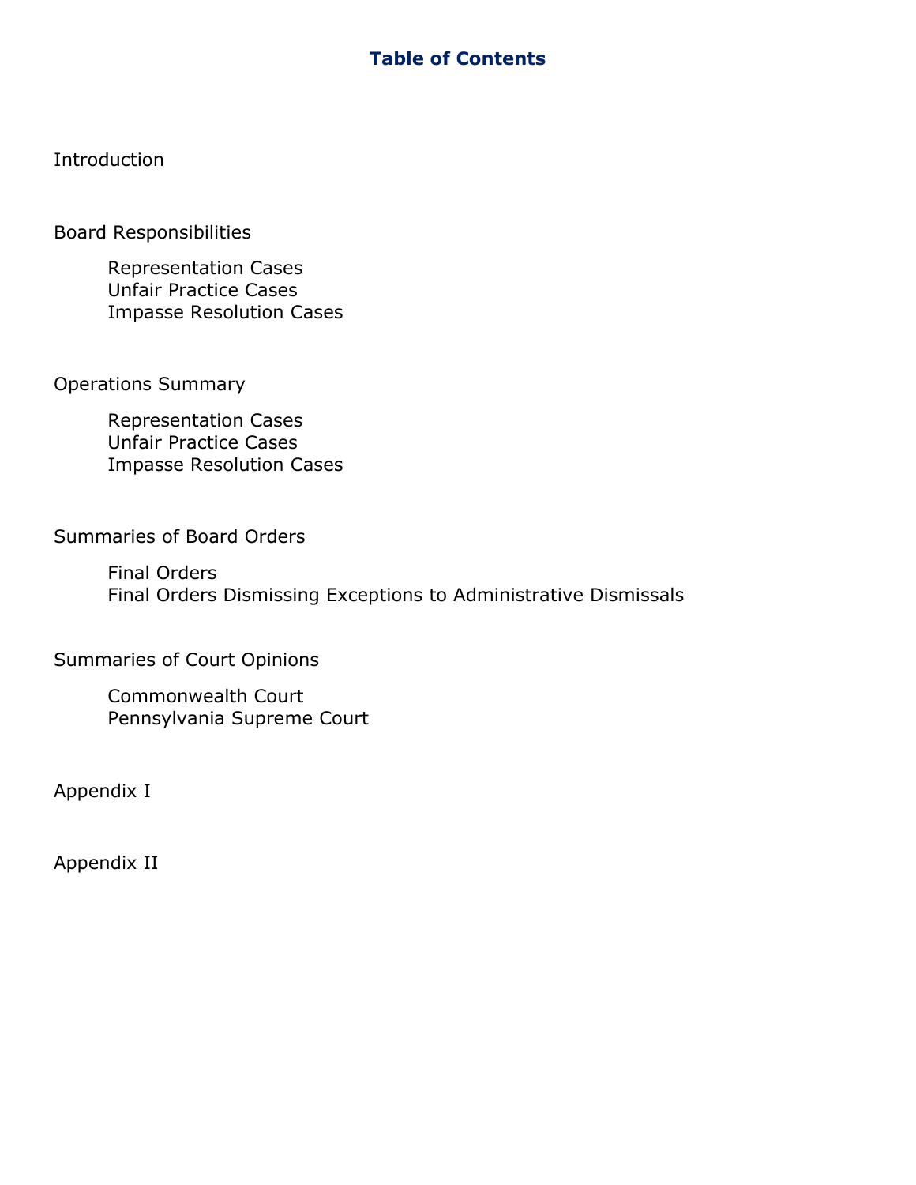# Table of Contents

Introduction

Board Responsibilities

- Representation Cases
- Unfair Practice Cases
- Impasse Resolution Cases

Operations Summary

- Representation Cases
- Unfair Practice Cases
- Impasse Resolution Cases

Summaries of Board Orders

- Final Orders
- Final Orders Dismissing Exceptions to Administrative Dismissals

Summaries of Court Opinions

- Commonwealth Court
- Pennsylvania Supreme Court

Appendix I

Appendix II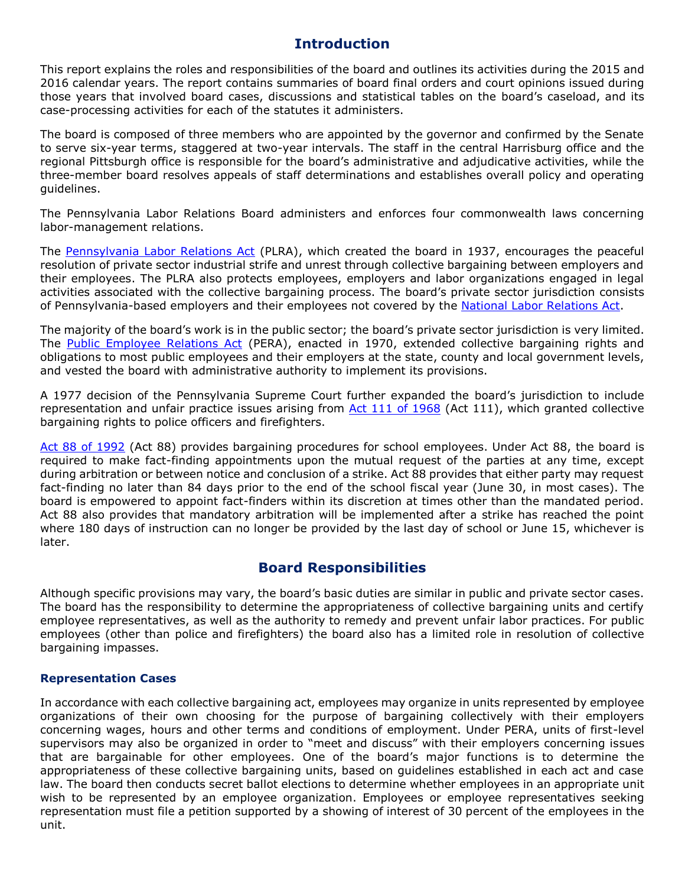## Introduction

This report explains the roles and responsibilities of the board and outlines its activities during the 2015 and 2016 calendar years. The report contains summaries of board final orders and court opinions issued during those years that involved board cases, discussions and statistical tables on the board's caseload, and its case-processing activities for each of the statutes it administers.

The board is composed of three members who are appointed by the governor and confirmed by the Senate to serve six-year terms, staggered at two-year intervals. The staff in the central Harrisburg office and the regional Pittsburgh office is responsible for the board's administrative and adjudicative activities, while the three-member board resolves appeals of staff determinations and establishes overall policy and operating guidelines.

The Pennsylvania Labor Relations Board administers and enforces four commonwealth laws concerning labor-management relations.

The Pennsylvania Labor Relations Act (PLRA), which created the board in 1937, encourages the peaceful resolution of private sector industrial strife and unrest through collective bargaining between employers and their employees. The PLRA also protects employees, employers and labor organizations engaged in legal activities associated with the collective bargaining process. The board's private sector jurisdiction consists of Pennsylvania-based employers and their employees not covered by the National Labor Relations Act.

The majority of the board's work is in the public sector; the board's private sector jurisdiction is very limited. The Public Employee Relations Act (PERA), enacted in 1970, extended collective bargaining rights and obligations to most public employees and their employers at the state, county and local government levels, and vested the board with administrative authority to implement its provisions.

A 1977 decision of the Pennsylvania Supreme Court further expanded the board's jurisdiction to include representation and unfair practice issues arising from Act 111 of 1968 (Act 111), which granted collective bargaining rights to police officers and firefighters.

Act 88 of 1992 (Act 88) provides bargaining procedures for school employees. Under Act 88, the board is required to make fact-finding appointments upon the mutual request of the parties at any time, except during arbitration or between notice and conclusion of a strike. Act 88 provides that either party may request fact-finding no later than 84 days prior to the end of the school fiscal year (June 30, in most cases). The board is empowered to appoint fact-finders within its discretion at times other than the mandated period. Act 88 also provides that mandatory arbitration will be implemented after a strike has reached the point where 180 days of instruction can no longer be provided by the last day of school or June 15, whichever is later.

## Board Responsibilities

Although specific provisions may vary, the board's basic duties are similar in public and private sector cases. The board has the responsibility to determine the appropriateness of collective bargaining units and certify employee representatives, as well as the authority to remedy and prevent unfair labor practices. For public employees (other than police and firefighters) the board also has a limited role in resolution of collective bargaining impasses.

### Representation Cases

In accordance with each collective bargaining act, employees may organize in units represented by employee organizations of their own choosing for the purpose of bargaining collectively with their employers concerning wages, hours and other terms and conditions of employment. Under PERA, units of first-level supervisors may also be organized in order to "meet and discuss" with their employers concerning issues that are bargainable for other employees. One of the board's major functions is to determine the appropriateness of these collective bargaining units, based on guidelines established in each act and case law. The board then conducts secret ballot elections to determine whether employees in an appropriate unit wish to be represented by an employee organization. Employees or employee representatives seeking representation must file a petition supported by a showing of interest of 30 percent of the employees in the unit.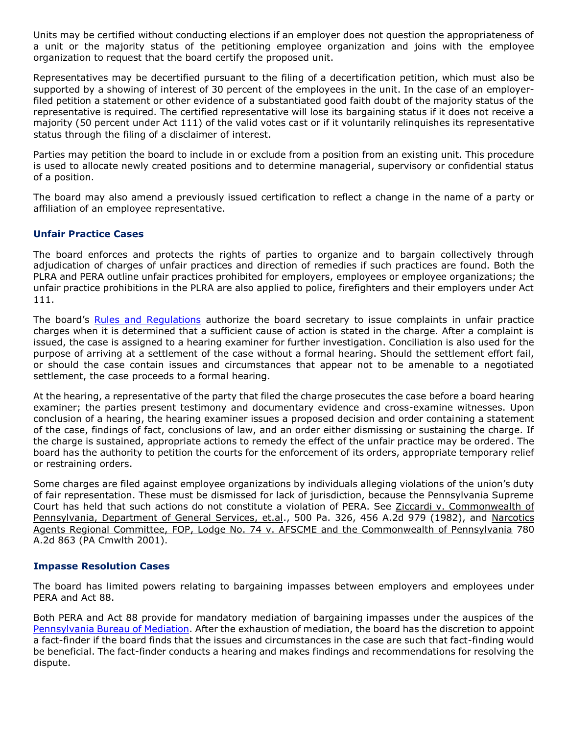Units may be certified without conducting elections if an employer does not question the appropriateness of a unit or the majority status of the petitioning employee organization and joins with the employee organization to request that the board certify the proposed unit.

Representatives may be decertified pursuant to the filing of a decertification petition, which must also be supported by a showing of interest of 30 percent of the employees in the unit. In the case of an employer-filed petition a statement or other evidence of a substantiated good faith doubt of the majority status of the representative is required. The certified representative will lose its bargaining status if it does not receive a majority (50 percent under Act 111) of the valid votes cast or if it voluntarily relinquishes its representative status through the filing of a disclaimer of interest.

Parties may petition the board to include in or exclude from a position from an existing unit. This procedure is used to allocate newly created positions and to determine managerial, supervisory or confidential status of a position.

The board may also amend a previously issued certification to reflect a change in the name of a party or affiliation of an employee representative.

### Unfair Practice Cases

The board enforces and protects the rights of parties to organize and to bargain collectively through adjudication of charges of unfair practices and direction of remedies if such practices are found. Both the PLRA and PERA outline unfair practices prohibited for employers, employees or employee organizations; the unfair practice prohibitions in the PLRA are also applied to police, firefighters and their employers under Act 111.

The board's Rules and Regulations authorize the board secretary to issue complaints in unfair practice charges when it is determined that a sufficient cause of action is stated in the charge. After a complaint is issued, the case is assigned to a hearing examiner for further investigation. Conciliation is also used for the purpose of arriving at a settlement of the case without a formal hearing. Should the settlement effort fail, or should the case contain issues and circumstances that appear not to be amenable to a negotiated settlement, the case proceeds to a formal hearing.

At the hearing, a representative of the party that filed the charge prosecutes the case before a board hearing examiner; the parties present testimony and documentary evidence and cross-examine witnesses. Upon conclusion of a hearing, the hearing examiner issues a proposed decision and order containing a statement of the case, findings of fact, conclusions of law, and an order either dismissing or sustaining the charge. If the charge is sustained, appropriate actions to remedy the effect of the unfair practice may be ordered. The board has the authority to petition the courts for the enforcement of its orders, appropriate temporary relief or restraining orders.

Some charges are filed against employee organizations by individuals alleging violations of the union's duty of fair representation. These must be dismissed for lack of jurisdiction, because the Pennsylvania Supreme Court has held that such actions do not constitute a violation of PERA. See Ziccardi v. Commonwealth of Pennsylvania, Department of General Services, et.al., 500 Pa. 326, 456 A.2d 979 (1982), and Narcotics Agents Regional Committee, FOP, Lodge No. 74 v. AFSCME and the Commonwealth of Pennsylvania 780 A.2d 863 (PA Cmwlth 2001).

### Impasse Resolution Cases

The board has limited powers relating to bargaining impasses between employers and employees under PERA and Act 88.

Both PERA and Act 88 provide for mandatory mediation of bargaining impasses under the auspices of the Pennsylvania Bureau of Mediation. After the exhaustion of mediation, the board has the discretion to appoint a fact-finder if the board finds that the issues and circumstances in the case are such that fact-finding would be beneficial. The fact-finder conducts a hearing and makes findings and recommendations for resolving the dispute.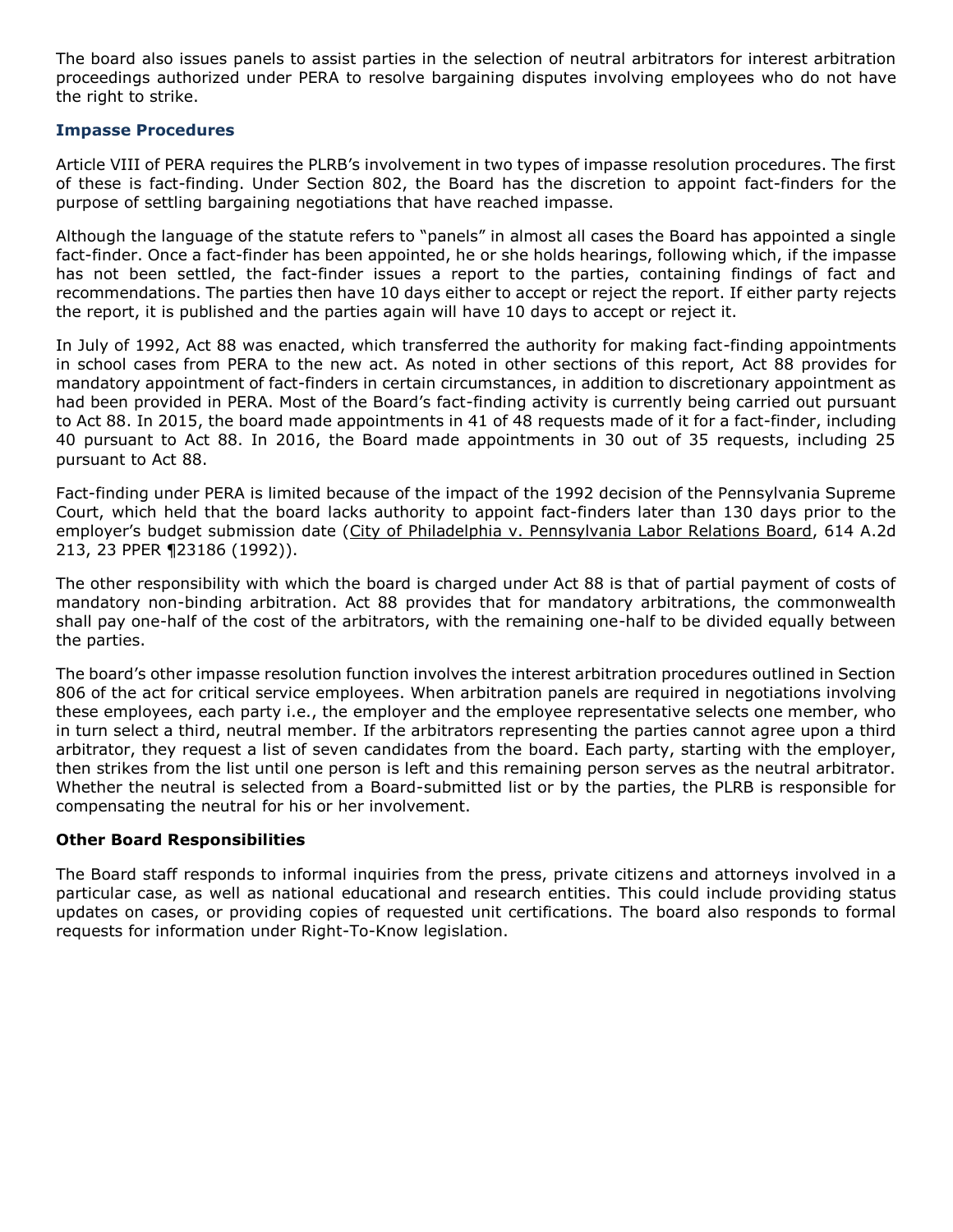The board also issues panels to assist parties in the selection of neutral arbitrators for interest arbitration proceedings authorized under PERA to resolve bargaining disputes involving employees who do not have the right to strike.

### Impasse Procedures

Article VIII of PERA requires the PLRB's involvement in two types of impasse resolution procedures. The first of these is fact-finding. Under Section 802, the Board has the discretion to appoint fact-finders for the purpose of settling bargaining negotiations that have reached impasse.

Although the language of the statute refers to "panels" in almost all cases the Board has appointed a single fact-finder. Once a fact-finder has been appointed, he or she holds hearings, following which, if the impasse has not been settled, the fact-finder issues a report to the parties, containing findings of fact and recommendations. The parties then have 10 days either to accept or reject the report. If either party rejects the report, it is published and the parties again will have 10 days to accept or reject it.

In July of 1992, Act 88 was enacted, which transferred the authority for making fact-finding appointments in school cases from PERA to the new act. As noted in other sections of this report, Act 88 provides for mandatory appointment of fact-finders in certain circumstances, in addition to discretionary appointment as had been provided in PERA. Most of the Board's fact-finding activity is currently being carried out pursuant to Act 88. In 2015, the board made appointments in 41 of 48 requests made of it for a fact-finder, including 40 pursuant to Act 88. In 2016, the Board made appointments in 30 out of 35 requests, including 25 pursuant to Act 88.

Fact-finding under PERA is limited because of the impact of the 1992 decision of the Pennsylvania Supreme Court, which held that the board lacks authority to appoint fact-finders later than 130 days prior to the employer's budget submission date (City of Philadelphia v. Pennsylvania Labor Relations Board, 614 A.2d 213, 23 PPER ¶23186 (1992)).

The other responsibility with which the board is charged under Act 88 is that of partial payment of costs of mandatory non-binding arbitration. Act 88 provides that for mandatory arbitrations, the commonwealth shall pay one-half of the cost of the arbitrators, with the remaining one-half to be divided equally between the parties.

The board's other impasse resolution function involves the interest arbitration procedures outlined in Section 806 of the act for critical service employees. When arbitration panels are required in negotiations involving these employees, each party i.e., the employer and the employee representative selects one member, who in turn select a third, neutral member. If the arbitrators representing the parties cannot agree upon a third arbitrator, they request a list of seven candidates from the board. Each party, starting with the employer, then strikes from the list until one person is left and this remaining person serves as the neutral arbitrator. Whether the neutral is selected from a Board-submitted list or by the parties, the PLRB is responsible for compensating the neutral for his or her involvement.

### Other Board Responsibilities

The Board staff responds to informal inquiries from the press, private citizens and attorneys involved in a particular case, as well as national educational and research entities. This could include providing status updates on cases, or providing copies of requested unit certifications. The board also responds to formal requests for information under Right-To-Know legislation.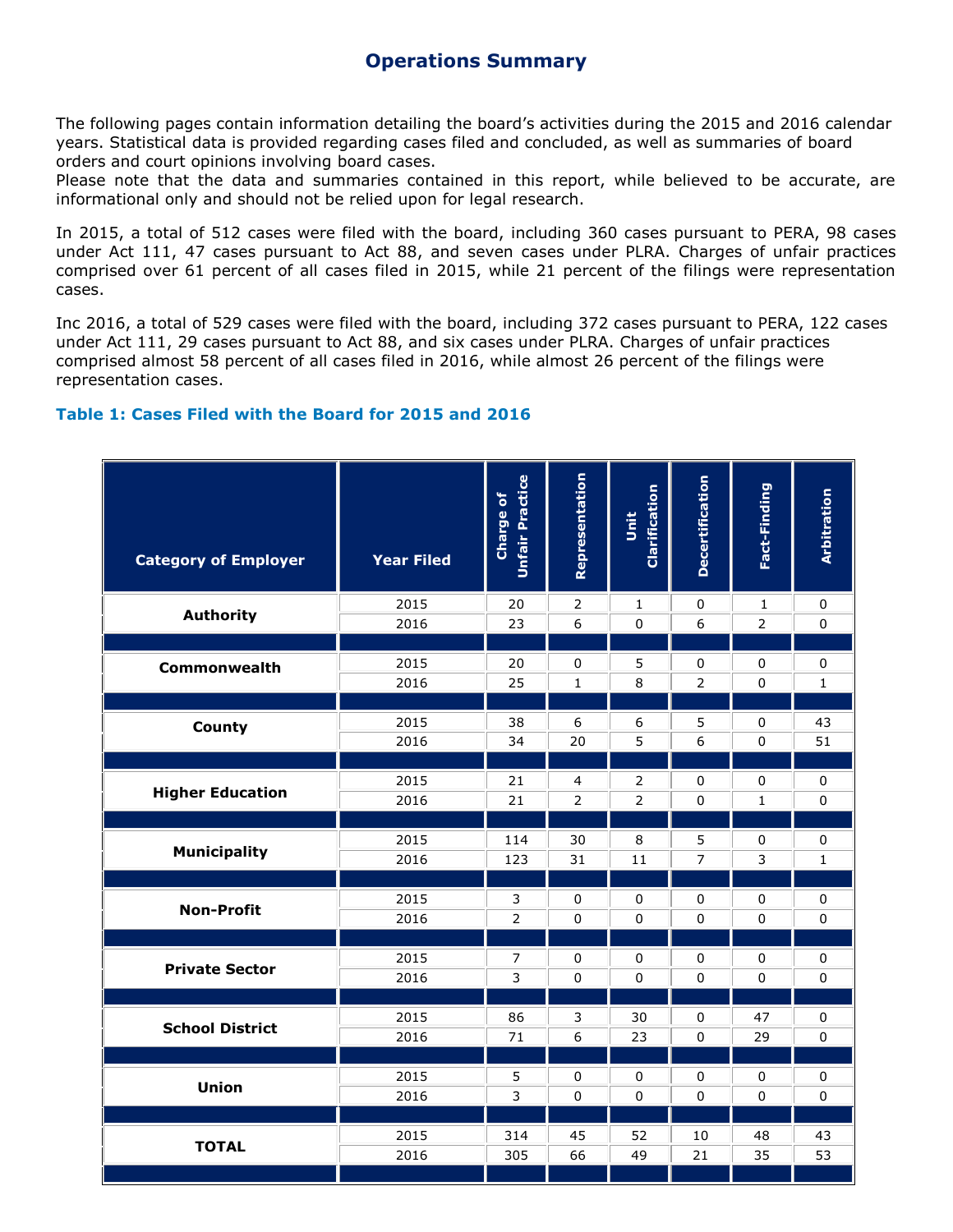# Operations Summary

The following pages contain information detailing the board's activities during the 2015 and 2016 calendar years. Statistical data is provided regarding cases filed and concluded, as well as summaries of board orders and court opinions involving board cases.
Please note that the data and summaries contained in this report, while believed to be accurate, are informational only and should not be relied upon for legal research.

In 2015, a total of 512 cases were filed with the board, including 360 cases pursuant to PERA, 98 cases under Act 111, 47 cases pursuant to Act 88, and seven cases under PLRA. Charges of unfair practices comprised over 61 percent of all cases filed in 2015, while 21 percent of the filings were representation cases.

Inc 2016, a total of 529 cases were filed with the board, including 372 cases pursuant to PERA, 122 cases under Act 111, 29 cases pursuant to Act 88, and six cases under PLRA. Charges of unfair practices comprised almost 58 percent of all cases filed in 2016, while almost 26 percent of the filings were representation cases.

### Table 1: Cases Filed with the Board for 2015 and 2016

| Category of Employer | Year Filed | Charge of Unfair Practice | Representation | Unit Clarification | Decertification | Fact-Finding | Arbitration |
|---|---|---|---|---|---|---|---|
| Authority | 2015 | 20 | 2 | 1 | 0 | 1 | 0 |
| | 2016 | 23 | 6 | 0 | 6 | 2 | 0 |
| Commonwealth | 2015 | 20 | 0 | 5 | 0 | 0 | 0 |
| | 2016 | 25 | 1 | 8 | 2 | 0 | 1 |
| County | 2015 | 38 | 6 | 6 | 5 | 0 | 43 |
| | 2016 | 34 | 20 | 5 | 6 | 0 | 51 |
| Higher Education | 2015 | 21 | 4 | 2 | 0 | 0 | 0 |
| | 2016 | 21 | 2 | 2 | 0 | 1 | 0 |
| Municipality | 2015 | 114 | 30 | 8 | 5 | 0 | 0 |
| | 2016 | 123 | 31 | 11 | 7 | 3 | 1 |
| Non-Profit | 2015 | 3 | 0 | 0 | 0 | 0 | 0 |
| | 2016 | 2 | 0 | 0 | 0 | 0 | 0 |
| Private Sector | 2015 | 7 | 0 | 0 | 0 | 0 | 0 |
| | 2016 | 3 | 0 | 0 | 0 | 0 | 0 |
| School District | 2015 | 86 | 3 | 30 | 0 | 47 | 0 |
| | 2016 | 71 | 6 | 23 | 0 | 29 | 0 |
| Union | 2015 | 5 | 0 | 0 | 0 | 0 | 0 |
| | 2016 | 3 | 0 | 0 | 0 | 0 | 0 |
| **TOTAL** | 2015 | 314 | 45 | 52 | 10 | 48 | 43 |
| | 2016 | 305 | 66 | 49 | 21 | 35 | 53 |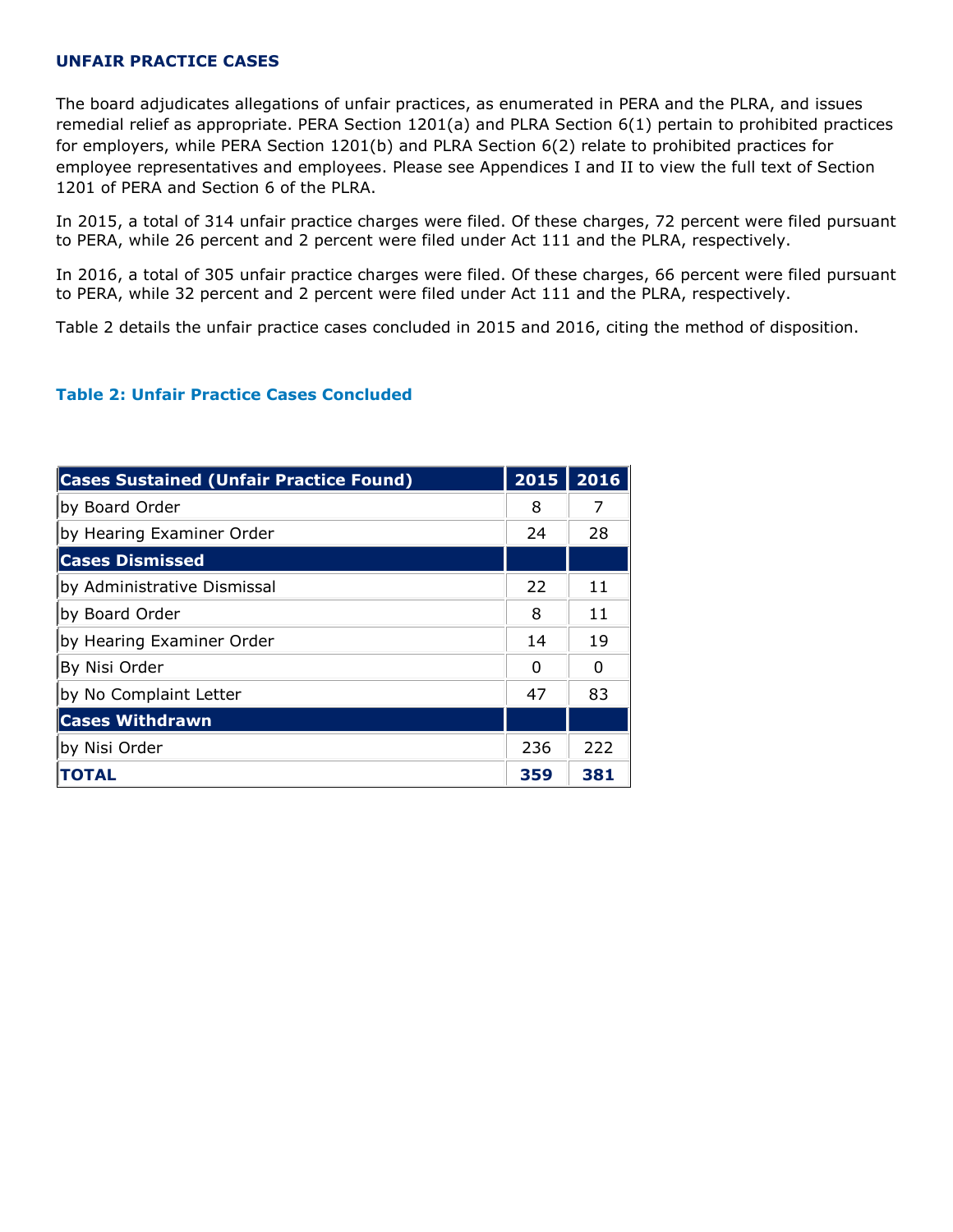## UNFAIR PRACTICE CASES

The board adjudicates allegations of unfair practices, as enumerated in PERA and the PLRA, and issues remedial relief as appropriate. PERA Section 1201(a) and PLRA Section 6(1) pertain to prohibited practices for employers, while PERA Section 1201(b) and PLRA Section 6(2) relate to prohibited practices for employee representatives and employees. Please see Appendices I and II to view the full text of Section 1201 of PERA and Section 6 of the PLRA.

In 2015, a total of 314 unfair practice charges were filed. Of these charges, 72 percent were filed pursuant to PERA, while 26 percent and 2 percent were filed under Act 111 and the PLRA, respectively.

In 2016, a total of 305 unfair practice charges were filed. Of these charges, 66 percent were filed pursuant to PERA, while 32 percent and 2 percent were filed under Act 111 and the PLRA, respectively.

Table 2 details the unfair practice cases concluded in 2015 and 2016, citing the method of disposition.

### Table 2: Unfair Practice Cases Concluded

| **Cases Sustained (Unfair Practice Found)** | **2015** | **2016** |
|---|---|---|
| by Board Order | 8 | 7 |
| by Hearing Examiner Order | 24 | 28 |
| **Cases Dismissed** | | |
| by Administrative Dismissal | 22 | 11 |
| by Board Order | 8 | 11 |
| by Hearing Examiner Order | 14 | 19 |
| By Nisi Order | 0 | 0 |
| by No Complaint Letter | 47 | 83 |
| **Cases Withdrawn** | | |
| by Nisi Order | 236 | 222 |
| **TOTAL** | **359** | **381** |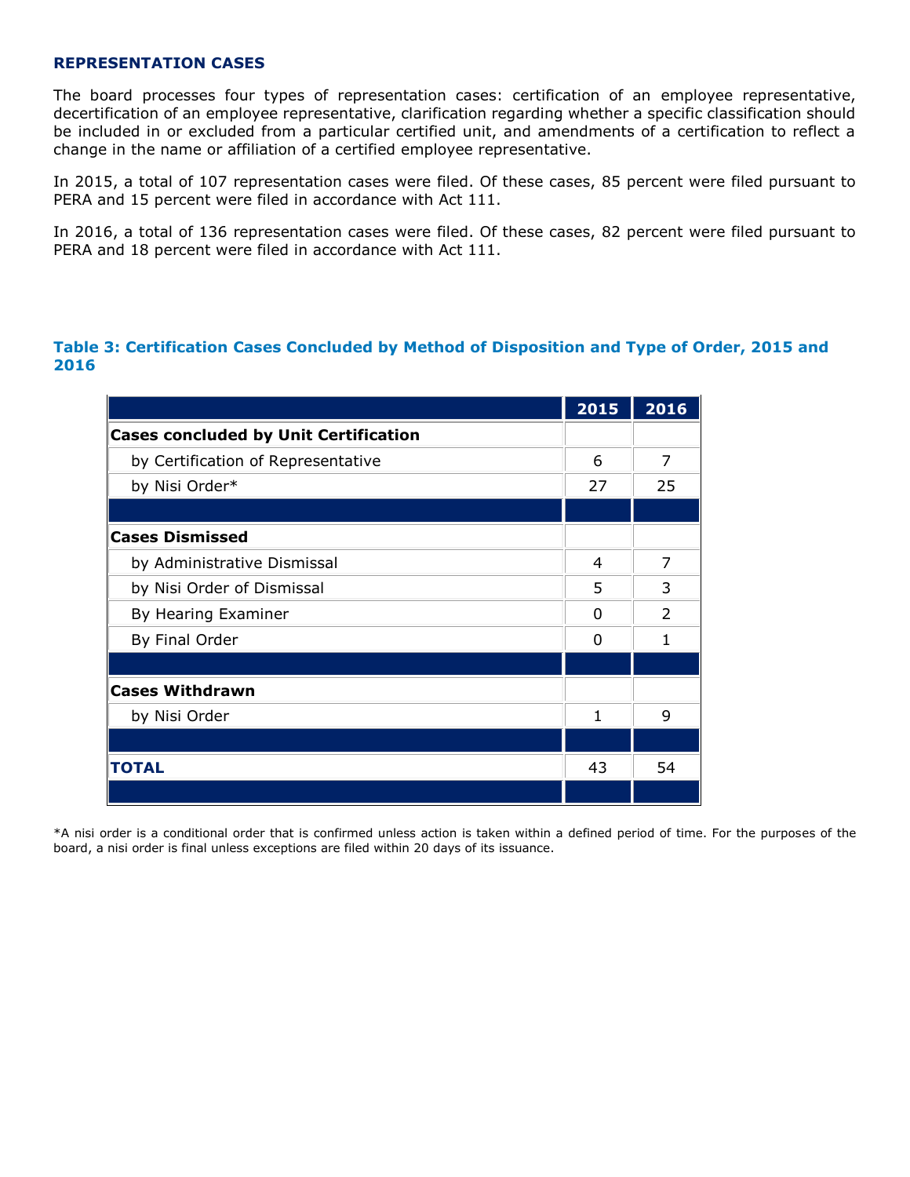## REPRESENTATION CASES

The board processes four types of representation cases: certification of an employee representative, decertification of an employee representative, clarification regarding whether a specific classification should be included in or excluded from a particular certified unit, and amendments of a certification to reflect a change in the name or affiliation of a certified employee representative.

In 2015, a total of 107 representation cases were filed. Of these cases, 85 percent were filed pursuant to PERA and 15 percent were filed in accordance with Act 111.

In 2016, a total of 136 representation cases were filed. Of these cases, 82 percent were filed pursuant to PERA and 18 percent were filed in accordance with Act 111.

### Table 3: Certification Cases Concluded by Method of Disposition and Type of Order, 2015 and 2016

| | 2015 | 2016 |
|---|---|---|
| **Cases concluded by Unit Certification** | | |
| by Certification of Representative | 6 | 7 |
| by Nisi Order* | 27 | 25 |
| | | |
| **Cases Dismissed** | | |
| by Administrative Dismissal | 4 | 7 |
| by Nisi Order of Dismissal | 5 | 3 |
| By Hearing Examiner | 0 | 2 |
| By Final Order | 0 | 1 |
| | | |
| **Cases Withdrawn** | | |
| by Nisi Order | 1 | 9 |
| | | |
| **TOTAL** | 43 | 54 |

*A nisi order is a conditional order that is confirmed unless action is taken within a defined period of time. For the purposes of the board, a nisi order is final unless exceptions are filed within 20 days of its issuance.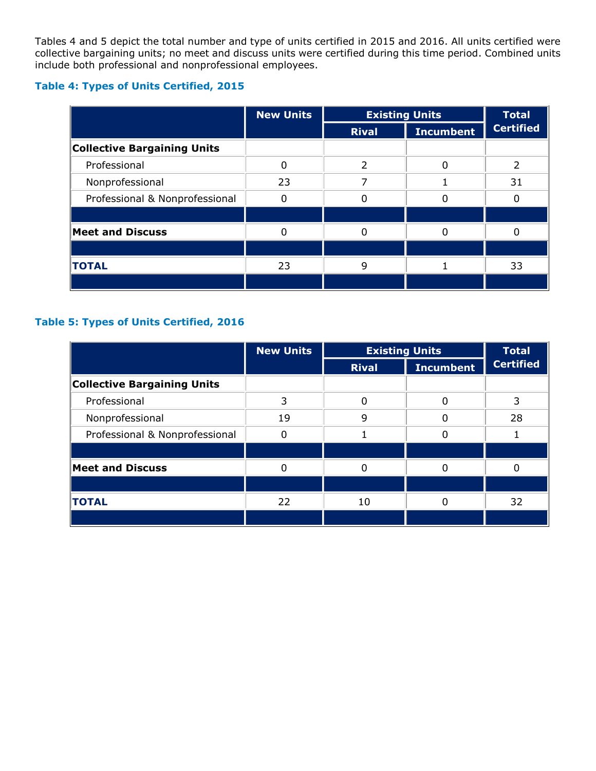Tables 4 and 5 depict the total number and type of units certified in 2015 and 2016. All units certified were collective bargaining units; no meet and discuss units were certified during this time period. Combined units include both professional and nonprofessional employees.

### Table 4: Types of Units Certified, 2015

| | New Units | Existing Units | | Total Certified |
|---|---|---|---|---|
| | | Rival | Incumbent | |
| **Collective Bargaining Units** | | | | |
| Professional | 0 | 2 | 0 | 2 |
| Nonprofessional | 23 | 7 | 1 | 31 |
| Professional & Nonprofessional | 0 | 0 | 0 | 0 |
| **Meet and Discuss** | 0 | 0 | 0 | 0 |
| **TOTAL** | 23 | 9 | 1 | 33 |

### Table 5: Types of Units Certified, 2016

| | New Units | Existing Units | | Total Certified |
|---|---|---|---|---|
| | | Rival | Incumbent | |
| **Collective Bargaining Units** | | | | |
| Professional | 3 | 0 | 0 | 3 |
| Nonprofessional | 19 | 9 | 0 | 28 |
| Professional & Nonprofessional | 0 | 1 | 0 | 1 |
| **Meet and Discuss** | 0 | 0 | 0 | 0 |
| **TOTAL** | 22 | 10 | 0 | 32 |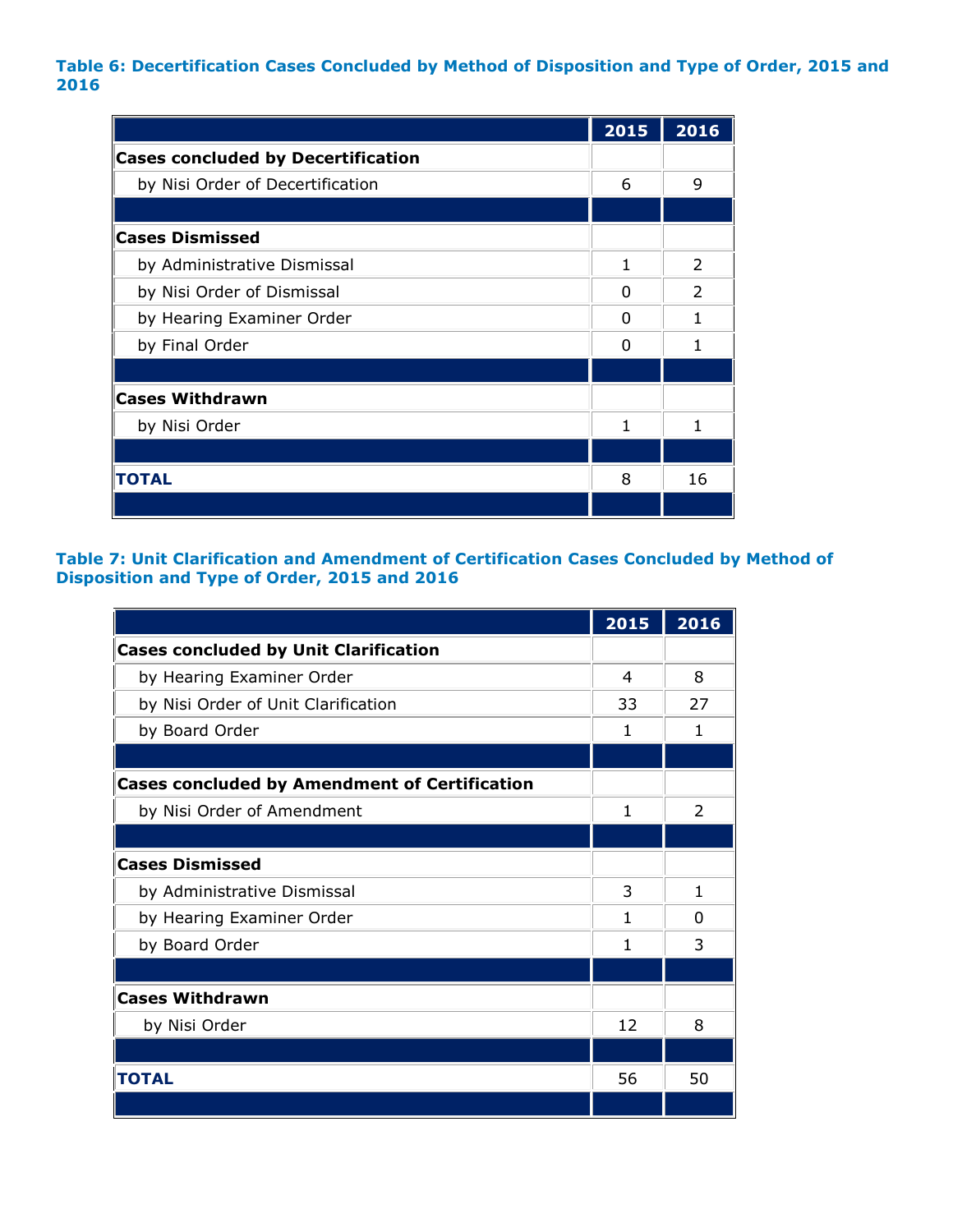**Table 6: Decertification Cases Concluded by Method of Disposition and Type of Order, 2015 and 2016**

| | 2015 | 2016 |
|---|---|---|
| **Cases concluded by Decertification** | | |
| by Nisi Order of Decertification | 6 | 9 |
| | | |
| **Cases Dismissed** | | |
| by Administrative Dismissal | 1 | 2 |
| by Nisi Order of Dismissal | 0 | 2 |
| by Hearing Examiner Order | 0 | 1 |
| by Final Order | 0 | 1 |
| | | |
| **Cases Withdrawn** | | |
| by Nisi Order | 1 | 1 |
| | | |
| **TOTAL** | 8 | 16 |

**Table 7: Unit Clarification and Amendment of Certification Cases Concluded by Method of Disposition and Type of Order, 2015 and 2016**

| | 2015 | 2016 |
|---|---|---|
| **Cases concluded by Unit Clarification** | | |
| by Hearing Examiner Order | 4 | 8 |
| by Nisi Order of Unit Clarification | 33 | 27 |
| by Board Order | 1 | 1 |
| | | |
| **Cases concluded by Amendment of Certification** | | |
| by Nisi Order of Amendment | 1 | 2 |
| | | |
| **Cases Dismissed** | | |
| by Administrative Dismissal | 3 | 1 |
| by Hearing Examiner Order | 1 | 0 |
| by Board Order | 1 | 3 |
| | | |
| **Cases Withdrawn** | | |
| by Nisi Order | 12 | 8 |
| | | |
| **TOTAL** | 56 | 50 |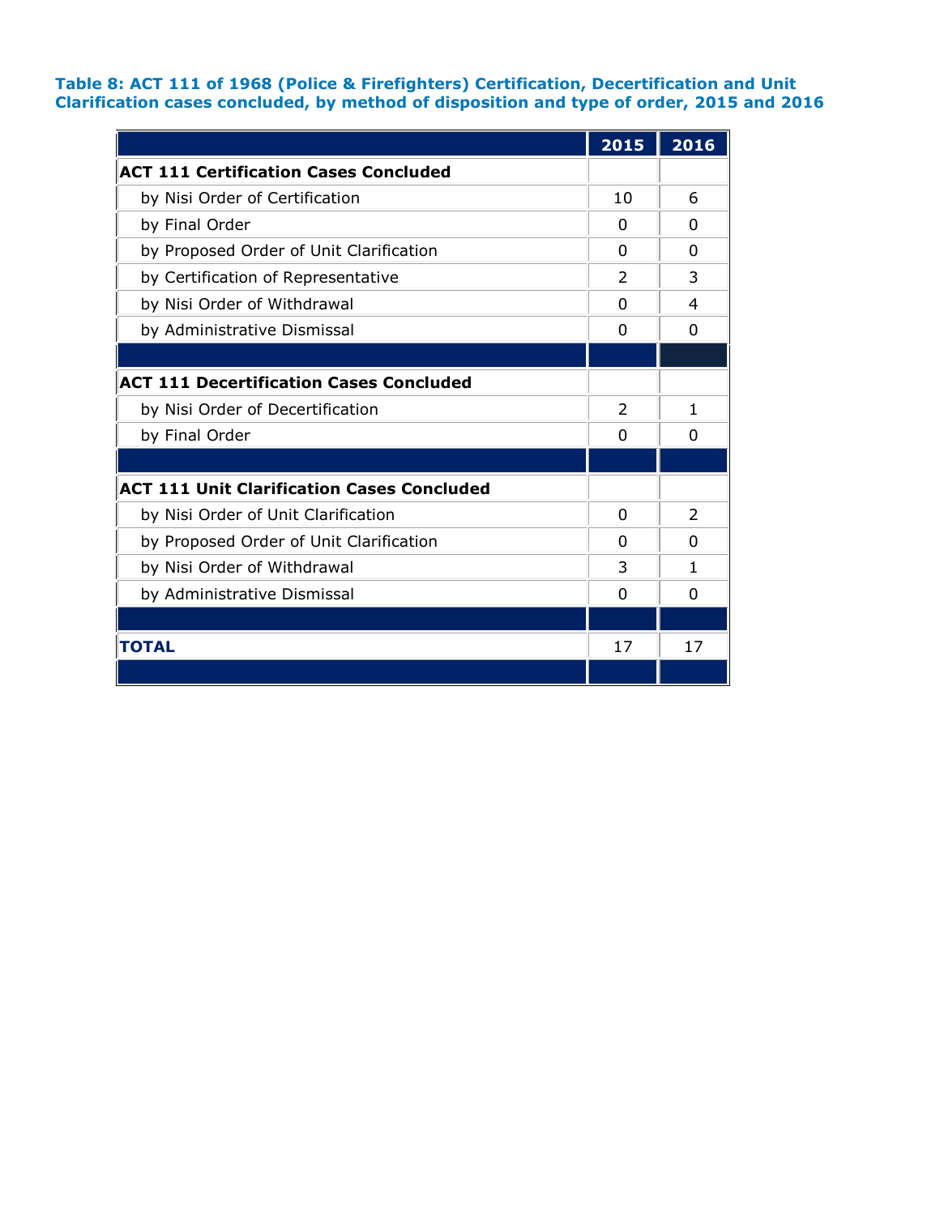**Table 8: ACT 111 of 1968 (Police & Firefighters) Certification, Decertification and Unit Clarification cases concluded, by method of disposition and type of order, 2015 and 2016**

| | 2015 | 2016 |
|---|---|---|
| **ACT 111 Certification Cases Concluded** | | |
| by Nisi Order of Certification | 10 | 6 |
| by Final Order | 0 | 0 |
| by Proposed Order of Unit Clarification | 0 | 0 |
| by Certification of Representative | 2 | 3 |
| by Nisi Order of Withdrawal | 0 | 4 |
| by Administrative Dismissal | 0 | 0 |
| | | |
| **ACT 111 Decertification Cases Concluded** | | |
| by Nisi Order of Decertification | 2 | 1 |
| by Final Order | 0 | 0 |
| | | |
| **ACT 111 Unit Clarification Cases Concluded** | | |
| by Nisi Order of Unit Clarification | 0 | 2 |
| by Proposed Order of Unit Clarification | 0 | 0 |
| by Nisi Order of Withdrawal | 3 | 1 |
| by Administrative Dismissal | 0 | 0 |
| | | |
| **TOTAL** | 17 | 17 |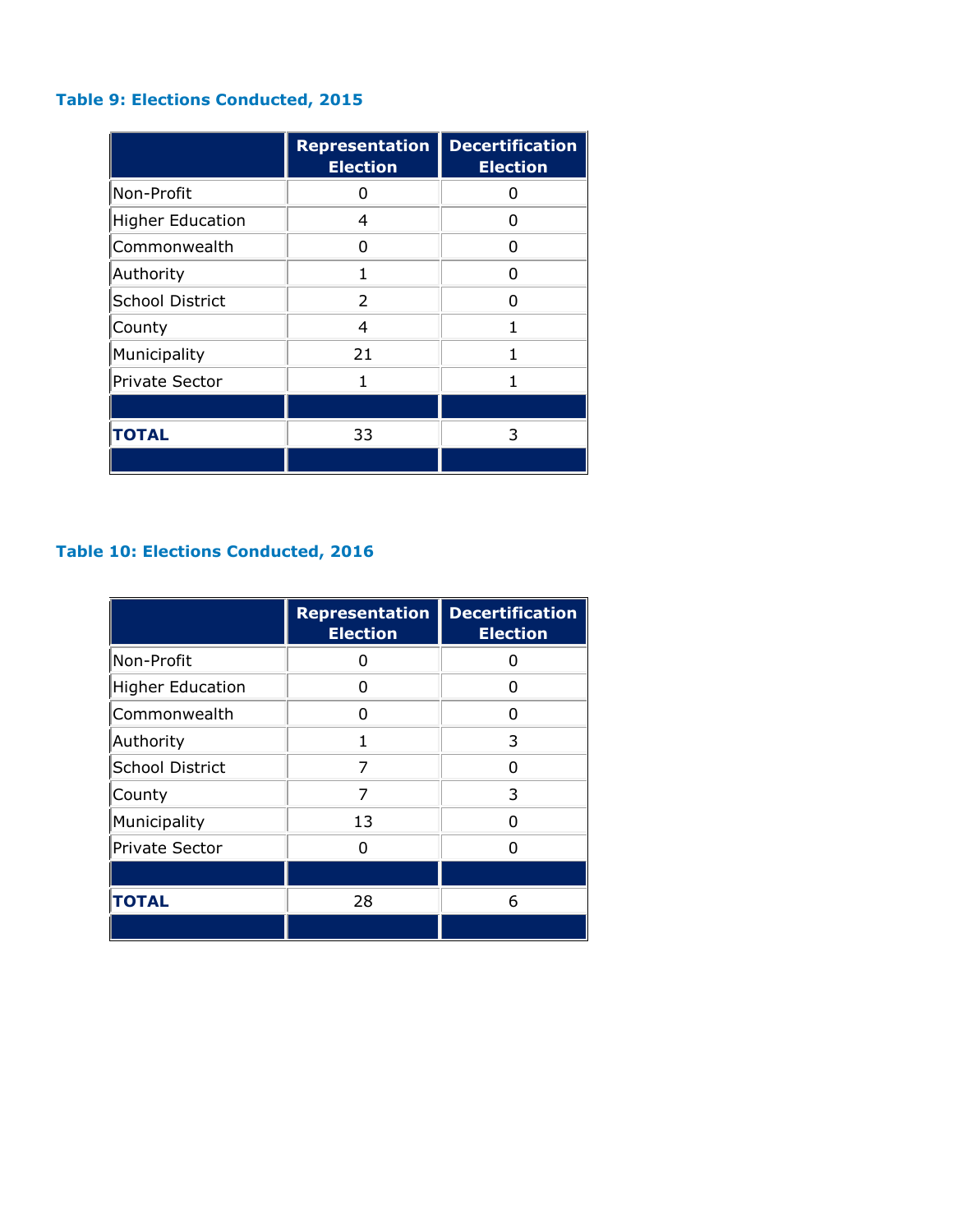### Table 9: Elections Conducted, 2015

| | Representation Election | Decertification Election |
|---|---|---|
| Non-Profit | 0 | 0 |
| Higher Education | 4 | 0 |
| Commonwealth | 0 | 0 |
| Authority | 1 | 0 |
| School District | 2 | 0 |
| County | 4 | 1 |
| Municipality | 21 | 1 |
| Private Sector | 1 | 1 |
| | | |
| **TOTAL** | 33 | 3 |

### Table 10: Elections Conducted, 2016

| | Representation Election | Decertification Election |
|---|---|---|
| Non-Profit | 0 | 0 |
| Higher Education | 0 | 0 |
| Commonwealth | 0 | 0 |
| Authority | 1 | 3 |
| School District | 7 | 0 |
| County | 7 | 3 |
| Municipality | 13 | 0 |
| Private Sector | 0 | 0 |
| | | |
| **TOTAL** | 28 | 6 |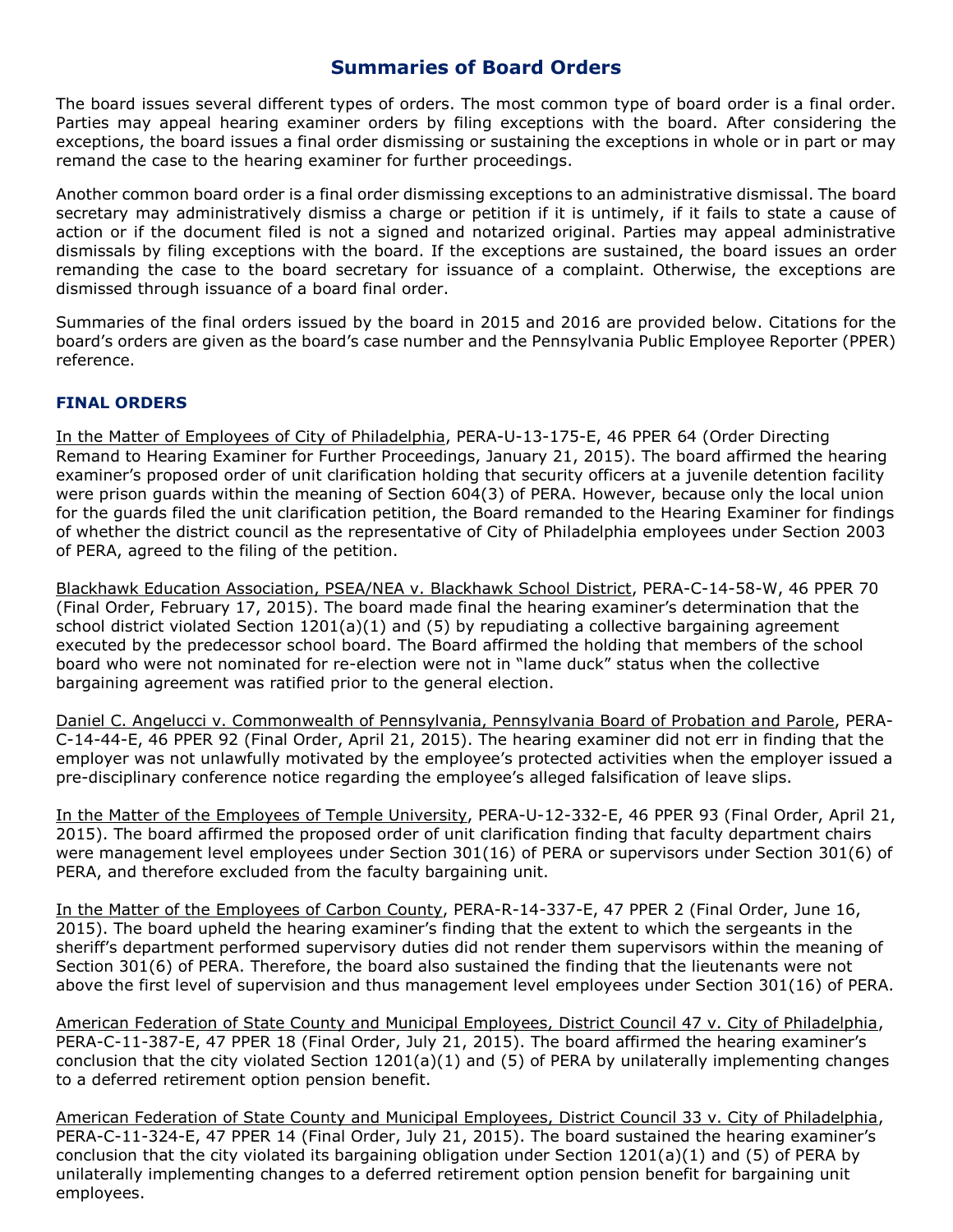## Summaries of Board Orders

The board issues several different types of orders. The most common type of board order is a final order. Parties may appeal hearing examiner orders by filing exceptions with the board. After considering the exceptions, the board issues a final order dismissing or sustaining the exceptions in whole or in part or may remand the case to the hearing examiner for further proceedings.

Another common board order is a final order dismissing exceptions to an administrative dismissal. The board secretary may administratively dismiss a charge or petition if it is untimely, if it fails to state a cause of action or if the document filed is not a signed and notarized original. Parties may appeal administrative dismissals by filing exceptions with the board. If the exceptions are sustained, the board issues an order remanding the case to the board secretary for issuance of a complaint. Otherwise, the exceptions are dismissed through issuance of a board final order.

Summaries of the final orders issued by the board in 2015 and 2016 are provided below. Citations for the board's orders are given as the board's case number and the Pennsylvania Public Employee Reporter (PPER) reference.

### FINAL ORDERS

In the Matter of Employees of City of Philadelphia, PERA-U-13-175-E, 46 PPER 64 (Order Directing Remand to Hearing Examiner for Further Proceedings, January 21, 2015). The board affirmed the hearing examiner's proposed order of unit clarification holding that security officers at a juvenile detention facility were prison guards within the meaning of Section 604(3) of PERA. However, because only the local union for the guards filed the unit clarification petition, the Board remanded to the Hearing Examiner for findings of whether the district council as the representative of City of Philadelphia employees under Section 2003 of PERA, agreed to the filing of the petition.

Blackhawk Education Association, PSEA/NEA v. Blackhawk School District, PERA-C-14-58-W, 46 PPER 70 (Final Order, February 17, 2015). The board made final the hearing examiner's determination that the school district violated Section 1201(a)(1) and (5) by repudiating a collective bargaining agreement executed by the predecessor school board. The Board affirmed the holding that members of the school board who were not nominated for re-election were not in "lame duck" status when the collective bargaining agreement was ratified prior to the general election.

Daniel C. Angelucci v. Commonwealth of Pennsylvania, Pennsylvania Board of Probation and Parole, PERA-C-14-44-E, 46 PPER 92 (Final Order, April 21, 2015). The hearing examiner did not err in finding that the employer was not unlawfully motivated by the employee's protected activities when the employer issued a pre-disciplinary conference notice regarding the employee's alleged falsification of leave slips.

In the Matter of the Employees of Temple University, PERA-U-12-332-E, 46 PPER 93 (Final Order, April 21, 2015). The board affirmed the proposed order of unit clarification finding that faculty department chairs were management level employees under Section 301(16) of PERA or supervisors under Section 301(6) of PERA, and therefore excluded from the faculty bargaining unit.

In the Matter of the Employees of Carbon County, PERA-R-14-337-E, 47 PPER 2 (Final Order, June 16, 2015). The board upheld the hearing examiner's finding that the extent to which the sergeants in the sheriff's department performed supervisory duties did not render them supervisors within the meaning of Section 301(6) of PERA. Therefore, the board also sustained the finding that the lieutenants were not above the first level of supervision and thus management level employees under Section 301(16) of PERA.

American Federation of State County and Municipal Employees, District Council 47 v. City of Philadelphia, PERA-C-11-387-E, 47 PPER 18 (Final Order, July 21, 2015). The board affirmed the hearing examiner's conclusion that the city violated Section 1201(a)(1) and (5) of PERA by unilaterally implementing changes to a deferred retirement option pension benefit.

American Federation of State County and Municipal Employees, District Council 33 v. City of Philadelphia, PERA-C-11-324-E, 47 PPER 14 (Final Order, July 21, 2015). The board sustained the hearing examiner's conclusion that the city violated its bargaining obligation under Section 1201(a)(1) and (5) of PERA by unilaterally implementing changes to a deferred retirement option pension benefit for bargaining unit employees.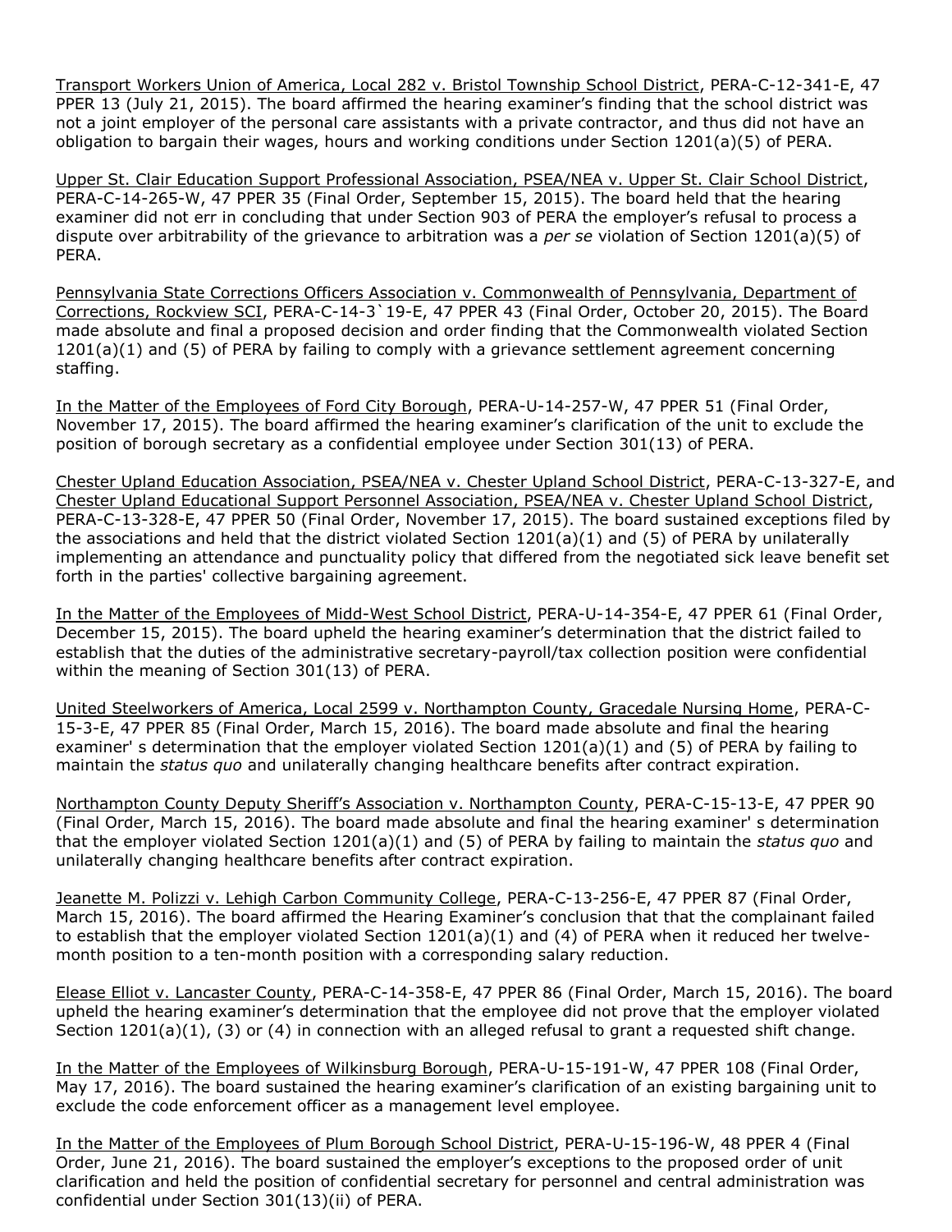<u>Transport Workers Union of America, Local 282 v. Bristol Township School District</u>, PERA-C-12-341-E, 47 PPER 13 (July 21, 2015). The board affirmed the hearing examiner's finding that the school district was not a joint employer of the personal care assistants with a private contractor, and thus did not have an obligation to bargain their wages, hours and working conditions under Section 1201(a)(5) of PERA.

<u>Upper St. Clair Education Support Professional Association, PSEA/NEA v. Upper St. Clair School District</u>, PERA-C-14-265-W, 47 PPER 35 (Final Order, September 15, 2015). The board held that the hearing examiner did not err in concluding that under Section 903 of PERA the employer's refusal to process a dispute over arbitrability of the grievance to arbitration was a *per se* violation of Section 1201(a)(5) of PERA.

<u>Pennsylvania State Corrections Officers Association v. Commonwealth of Pennsylvania, Department of Corrections, Rockview SCI</u>, PERA-C-14-3`19-E, 47 PPER 43 (Final Order, October 20, 2015). The Board made absolute and final a proposed decision and order finding that the Commonwealth violated Section 1201(a)(1) and (5) of PERA by failing to comply with a grievance settlement agreement concerning staffing.

<u>In the Matter of the Employees of Ford City Borough</u>, PERA-U-14-257-W, 47 PPER 51 (Final Order, November 17, 2015). The board affirmed the hearing examiner's clarification of the unit to exclude the position of borough secretary as a confidential employee under Section 301(13) of PERA.

<u>Chester Upland Education Association, PSEA/NEA v. Chester Upland School District</u>, PERA-C-13-327-E, and <u>Chester Upland Educational Support Personnel Association, PSEA/NEA v. Chester Upland School District</u>, PERA-C-13-328-E, 47 PPER 50 (Final Order, November 17, 2015). The board sustained exceptions filed by the associations and held that the district violated Section 1201(a)(1) and (5) of PERA by unilaterally implementing an attendance and punctuality policy that differed from the negotiated sick leave benefit set forth in the parties' collective bargaining agreement.

<u>In the Matter of the Employees of Midd-West School District</u>, PERA-U-14-354-E, 47 PPER 61 (Final Order, December 15, 2015). The board upheld the hearing examiner's determination that the district failed to establish that the duties of the administrative secretary-payroll/tax collection position were confidential within the meaning of Section 301(13) of PERA.

<u>United Steelworkers of America, Local 2599 v. Northampton County, Gracedale Nursing Home</u>, PERA-C-15-3-E, 47 PPER 85 (Final Order, March 15, 2016). The board made absolute and final the hearing examiner' s determination that the employer violated Section 1201(a)(1) and (5) of PERA by failing to maintain the *status quo* and unilaterally changing healthcare benefits after contract expiration.

<u>Northampton County Deputy Sheriff's Association v. Northampton County</u>, PERA-C-15-13-E, 47 PPER 90 (Final Order, March 15, 2016). The board made absolute and final the hearing examiner' s determination that the employer violated Section 1201(a)(1) and (5) of PERA by failing to maintain the *status quo* and unilaterally changing healthcare benefits after contract expiration.

<u>Jeanette M. Polizzi v. Lehigh Carbon Community College</u>, PERA-C-13-256-E, 47 PPER 87 (Final Order, March 15, 2016). The board affirmed the Hearing Examiner's conclusion that that the complainant failed to establish that the employer violated Section 1201(a)(1) and (4) of PERA when it reduced her twelve-month position to a ten-month position with a corresponding salary reduction.

<u>Elease Elliot v. Lancaster County</u>, PERA-C-14-358-E, 47 PPER 86 (Final Order, March 15, 2016). The board upheld the hearing examiner's determination that the employee did not prove that the employer violated Section 1201(a)(1), (3) or (4) in connection with an alleged refusal to grant a requested shift change.

<u>In the Matter of the Employees of Wilkinsburg Borough</u>, PERA-U-15-191-W, 47 PPER 108 (Final Order, May 17, 2016). The board sustained the hearing examiner's clarification of an existing bargaining unit to exclude the code enforcement officer as a management level employee.

<u>In the Matter of the Employees of Plum Borough School District</u>, PERA-U-15-196-W, 48 PPER 4 (Final Order, June 21, 2016). The board sustained the employer's exceptions to the proposed order of unit clarification and held the position of confidential secretary for personnel and central administration was confidential under Section 301(13)(ii) of PERA.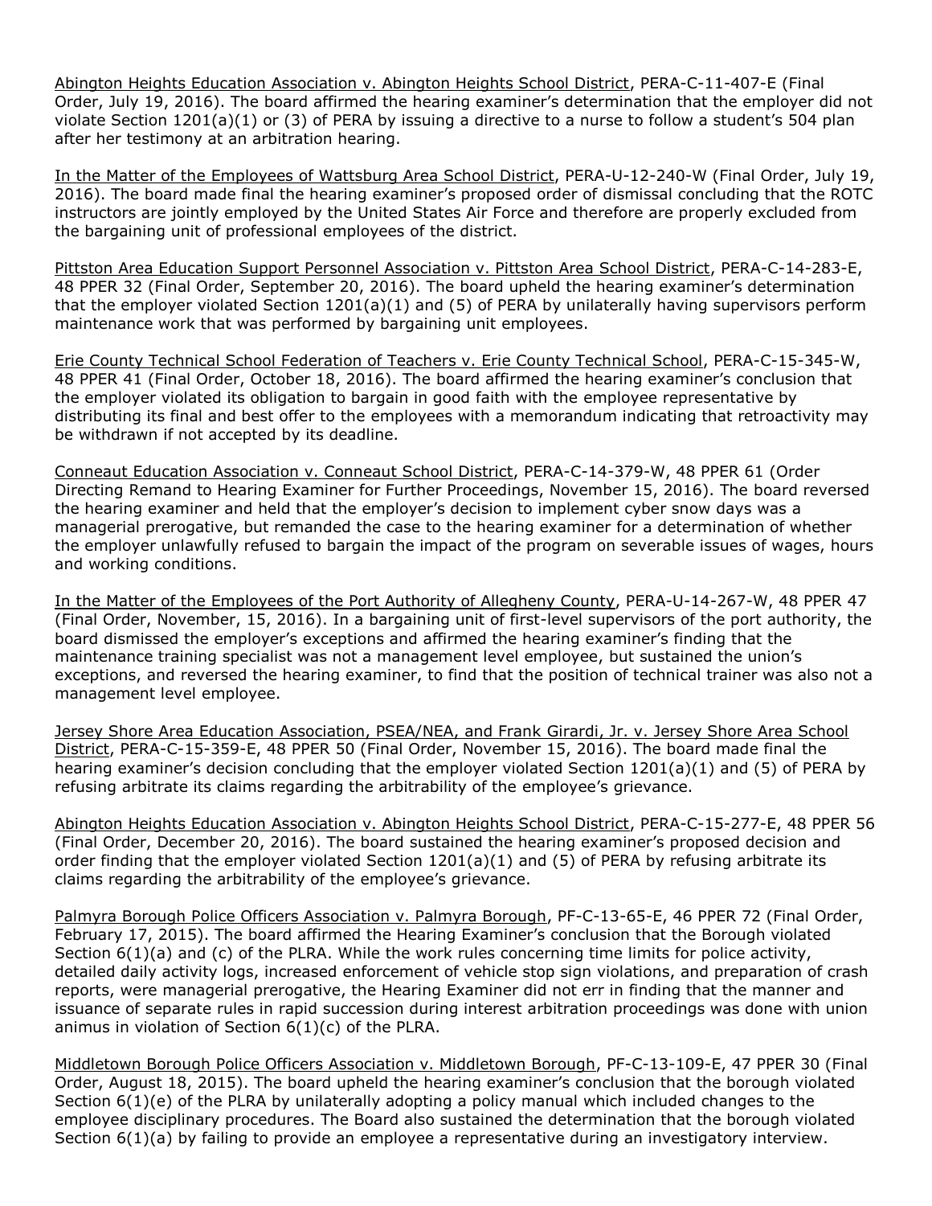Abington Heights Education Association v. Abington Heights School District, PERA-C-11-407-E (Final Order, July 19, 2016). The board affirmed the hearing examiner's determination that the employer did not violate Section 1201(a)(1) or (3) of PERA by issuing a directive to a nurse to follow a student's 504 plan after her testimony at an arbitration hearing.

In the Matter of the Employees of Wattsburg Area School District, PERA-U-12-240-W (Final Order, July 19, 2016). The board made final the hearing examiner's proposed order of dismissal concluding that the ROTC instructors are jointly employed by the United States Air Force and therefore are properly excluded from the bargaining unit of professional employees of the district.

Pittston Area Education Support Personnel Association v. Pittston Area School District, PERA-C-14-283-E, 48 PPER 32 (Final Order, September 20, 2016). The board upheld the hearing examiner's determination that the employer violated Section 1201(a)(1) and (5) of PERA by unilaterally having supervisors perform maintenance work that was performed by bargaining unit employees.

Erie County Technical School Federation of Teachers v. Erie County Technical School, PERA-C-15-345-W, 48 PPER 41 (Final Order, October 18, 2016). The board affirmed the hearing examiner's conclusion that the employer violated its obligation to bargain in good faith with the employee representative by distributing its final and best offer to the employees with a memorandum indicating that retroactivity may be withdrawn if not accepted by its deadline.

Conneaut Education Association v. Conneaut School District, PERA-C-14-379-W, 48 PPER 61 (Order Directing Remand to Hearing Examiner for Further Proceedings, November 15, 2016). The board reversed the hearing examiner and held that the employer's decision to implement cyber snow days was a managerial prerogative, but remanded the case to the hearing examiner for a determination of whether the employer unlawfully refused to bargain the impact of the program on severable issues of wages, hours and working conditions.

In the Matter of the Employees of the Port Authority of Allegheny County, PERA-U-14-267-W, 48 PPER 47 (Final Order, November, 15, 2016). In a bargaining unit of first-level supervisors of the port authority, the board dismissed the employer's exceptions and affirmed the hearing examiner's finding that the maintenance training specialist was not a management level employee, but sustained the union's exceptions, and reversed the hearing examiner, to find that the position of technical trainer was also not a management level employee.

Jersey Shore Area Education Association, PSEA/NEA, and Frank Girardi, Jr. v. Jersey Shore Area School District, PERA-C-15-359-E, 48 PPER 50 (Final Order, November 15, 2016). The board made final the hearing examiner's decision concluding that the employer violated Section 1201(a)(1) and (5) of PERA by refusing arbitrate its claims regarding the arbitrability of the employee's grievance.

Abington Heights Education Association v. Abington Heights School District, PERA-C-15-277-E, 48 PPER 56 (Final Order, December 20, 2016). The board sustained the hearing examiner's proposed decision and order finding that the employer violated Section 1201(a)(1) and (5) of PERA by refusing arbitrate its claims regarding the arbitrability of the employee's grievance.

Palmyra Borough Police Officers Association v. Palmyra Borough, PF-C-13-65-E, 46 PPER 72 (Final Order, February 17, 2015). The board affirmed the Hearing Examiner's conclusion that the Borough violated Section 6(1)(a) and (c) of the PLRA. While the work rules concerning time limits for police activity, detailed daily activity logs, increased enforcement of vehicle stop sign violations, and preparation of crash reports, were managerial prerogative, the Hearing Examiner did not err in finding that the manner and issuance of separate rules in rapid succession during interest arbitration proceedings was done with union animus in violation of Section 6(1)(c) of the PLRA.

Middletown Borough Police Officers Association v. Middletown Borough, PF-C-13-109-E, 47 PPER 30 (Final Order, August 18, 2015). The board upheld the hearing examiner's conclusion that the borough violated Section 6(1)(e) of the PLRA by unilaterally adopting a policy manual which included changes to the employee disciplinary procedures. The Board also sustained the determination that the borough violated Section 6(1)(a) by failing to provide an employee a representative during an investigatory interview.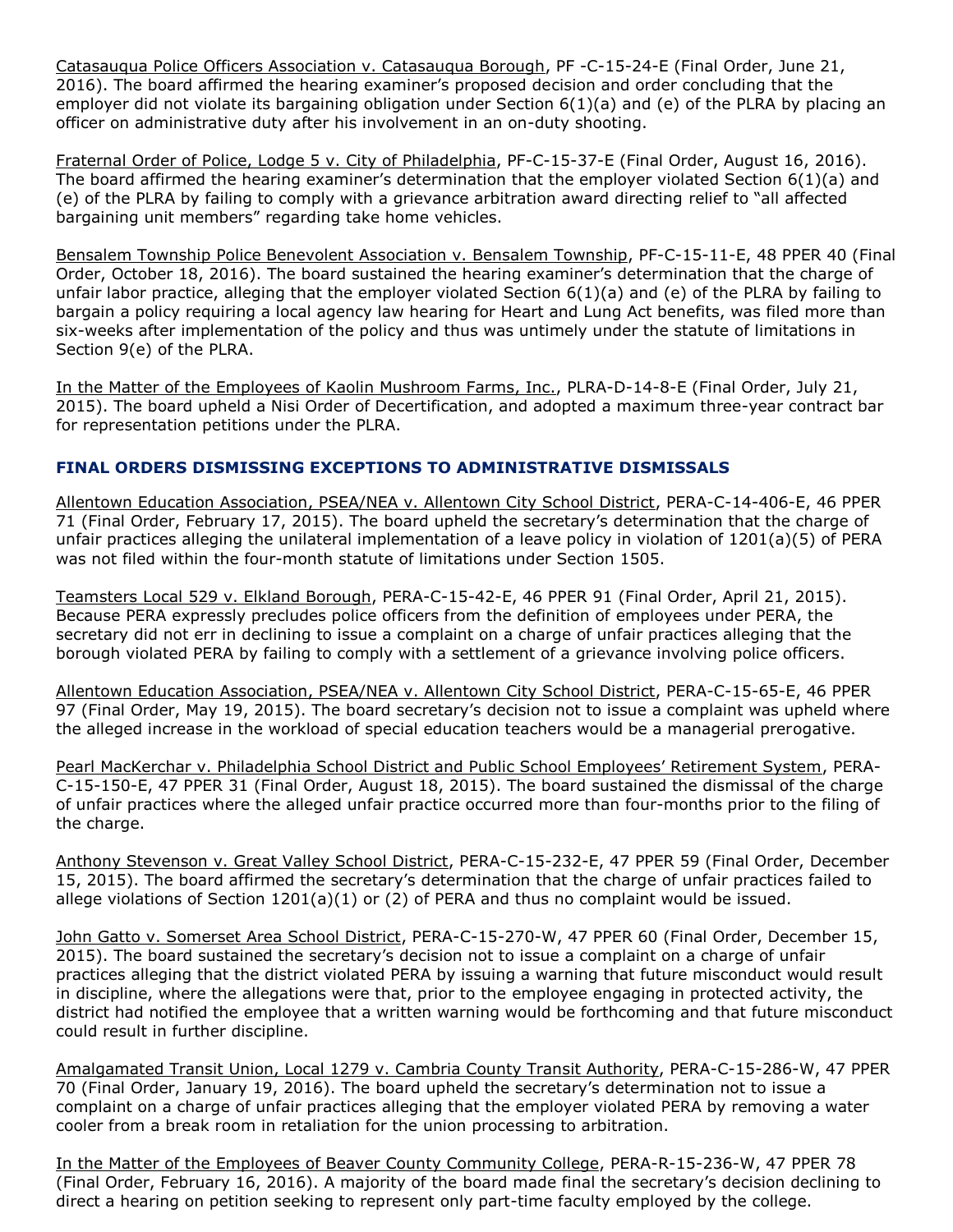Catasauqua Police Officers Association v. Catasauqua Borough, PF -C-15-24-E (Final Order, June 21, 2016). The board affirmed the hearing examiner's proposed decision and order concluding that the employer did not violate its bargaining obligation under Section 6(1)(a) and (e) of the PLRA by placing an officer on administrative duty after his involvement in an on-duty shooting.

Fraternal Order of Police, Lodge 5 v. City of Philadelphia, PF-C-15-37-E (Final Order, August 16, 2016). The board affirmed the hearing examiner's determination that the employer violated Section 6(1)(a) and (e) of the PLRA by failing to comply with a grievance arbitration award directing relief to "all affected bargaining unit members" regarding take home vehicles.

Bensalem Township Police Benevolent Association v. Bensalem Township, PF-C-15-11-E, 48 PPER 40 (Final Order, October 18, 2016). The board sustained the hearing examiner's determination that the charge of unfair labor practice, alleging that the employer violated Section 6(1)(a) and (e) of the PLRA by failing to bargain a policy requiring a local agency law hearing for Heart and Lung Act benefits, was filed more than six-weeks after implementation of the policy and thus was untimely under the statute of limitations in Section 9(e) of the PLRA.

In the Matter of the Employees of Kaolin Mushroom Farms, Inc., PLRA-D-14-8-E (Final Order, July 21, 2015). The board upheld a Nisi Order of Decertification, and adopted a maximum three-year contract bar for representation petitions under the PLRA.

### FINAL ORDERS DISMISSING EXCEPTIONS TO ADMINISTRATIVE DISMISSALS

Allentown Education Association, PSEA/NEA v. Allentown City School District, PERA-C-14-406-E, 46 PPER 71 (Final Order, February 17, 2015). The board upheld the secretary's determination that the charge of unfair practices alleging the unilateral implementation of a leave policy in violation of 1201(a)(5) of PERA was not filed within the four-month statute of limitations under Section 1505.

Teamsters Local 529 v. Elkland Borough, PERA-C-15-42-E, 46 PPER 91 (Final Order, April 21, 2015). Because PERA expressly precludes police officers from the definition of employees under PERA, the secretary did not err in declining to issue a complaint on a charge of unfair practices alleging that the borough violated PERA by failing to comply with a settlement of a grievance involving police officers.

Allentown Education Association, PSEA/NEA v. Allentown City School District, PERA-C-15-65-E, 46 PPER 97 (Final Order, May 19, 2015). The board secretary's decision not to issue a complaint was upheld where the alleged increase in the workload of special education teachers would be a managerial prerogative.

Pearl MacKerchar v. Philadelphia School District and Public School Employees' Retirement System, PERA-C-15-150-E, 47 PPER 31 (Final Order, August 18, 2015). The board sustained the dismissal of the charge of unfair practices where the alleged unfair practice occurred more than four-months prior to the filing of the charge.

Anthony Stevenson v. Great Valley School District, PERA-C-15-232-E, 47 PPER 59 (Final Order, December 15, 2015). The board affirmed the secretary's determination that the charge of unfair practices failed to allege violations of Section 1201(a)(1) or (2) of PERA and thus no complaint would be issued.

John Gatto v. Somerset Area School District, PERA-C-15-270-W, 47 PPER 60 (Final Order, December 15, 2015). The board sustained the secretary's decision not to issue a complaint on a charge of unfair practices alleging that the district violated PERA by issuing a warning that future misconduct would result in discipline, where the allegations were that, prior to the employee engaging in protected activity, the district had notified the employee that a written warning would be forthcoming and that future misconduct could result in further discipline.

Amalgamated Transit Union, Local 1279 v. Cambria County Transit Authority, PERA-C-15-286-W, 47 PPER 70 (Final Order, January 19, 2016). The board upheld the secretary's determination not to issue a complaint on a charge of unfair practices alleging that the employer violated PERA by removing a water cooler from a break room in retaliation for the union processing to arbitration.

In the Matter of the Employees of Beaver County Community College, PERA-R-15-236-W, 47 PPER 78 (Final Order, February 16, 2016). A majority of the board made final the secretary's decision declining to direct a hearing on petition seeking to represent only part-time faculty employed by the college.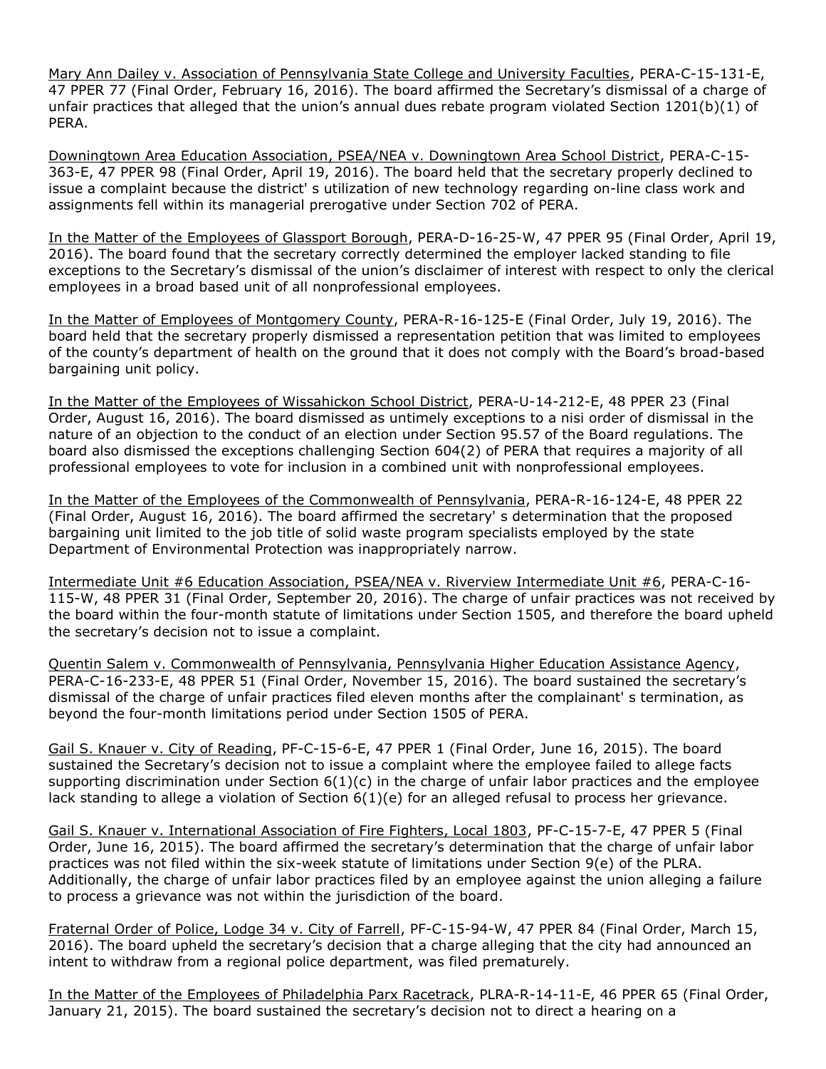Mary Ann Dailey v. Association of Pennsylvania State College and University Faculties, PERA-C-15-131-E, 47 PPER 77 (Final Order, February 16, 2016). The board affirmed the Secretary's dismissal of a charge of unfair practices that alleged that the union's annual dues rebate program violated Section 1201(b)(1) of PERA.

Downingtown Area Education Association, PSEA/NEA v. Downingtown Area School District, PERA-C-15-363-E, 47 PPER 98 (Final Order, April 19, 2016). The board held that the secretary properly declined to issue a complaint because the district' s utilization of new technology regarding on-line class work and assignments fell within its managerial prerogative under Section 702 of PERA.

In the Matter of the Employees of Glassport Borough, PERA-D-16-25-W, 47 PPER 95 (Final Order, April 19, 2016). The board found that the secretary correctly determined the employer lacked standing to file exceptions to the Secretary's dismissal of the union's disclaimer of interest with respect to only the clerical employees in a broad based unit of all nonprofessional employees.

In the Matter of Employees of Montgomery County, PERA-R-16-125-E (Final Order, July 19, 2016). The board held that the secretary properly dismissed a representation petition that was limited to employees of the county's department of health on the ground that it does not comply with the Board's broad-based bargaining unit policy.

In the Matter of the Employees of Wissahickon School District, PERA-U-14-212-E, 48 PPER 23 (Final Order, August 16, 2016). The board dismissed as untimely exceptions to a nisi order of dismissal in the nature of an objection to the conduct of an election under Section 95.57 of the Board regulations. The board also dismissed the exceptions challenging Section 604(2) of PERA that requires a majority of all professional employees to vote for inclusion in a combined unit with nonprofessional employees.

In the Matter of the Employees of the Commonwealth of Pennsylvania, PERA-R-16-124-E, 48 PPER 22 (Final Order, August 16, 2016). The board affirmed the secretary' s determination that the proposed bargaining unit limited to the job title of solid waste program specialists employed by the state Department of Environmental Protection was inappropriately narrow.

Intermediate Unit #6 Education Association, PSEA/NEA v. Riverview Intermediate Unit #6, PERA-C-16-115-W, 48 PPER 31 (Final Order, September 20, 2016). The charge of unfair practices was not received by the board within the four-month statute of limitations under Section 1505, and therefore the board upheld the secretary's decision not to issue a complaint.

Quentin Salem v. Commonwealth of Pennsylvania, Pennsylvania Higher Education Assistance Agency, PERA-C-16-233-E, 48 PPER 51 (Final Order, November 15, 2016). The board sustained the secretary's dismissal of the charge of unfair practices filed eleven months after the complainant' s termination, as beyond the four-month limitations period under Section 1505 of PERA.

Gail S. Knauer v. City of Reading, PF-C-15-6-E, 47 PPER 1 (Final Order, June 16, 2015). The board sustained the Secretary's decision not to issue a complaint where the employee failed to allege facts supporting discrimination under Section 6(1)(c) in the charge of unfair labor practices and the employee lack standing to allege a violation of Section 6(1)(e) for an alleged refusal to process her grievance.

Gail S. Knauer v. International Association of Fire Fighters, Local 1803, PF-C-15-7-E, 47 PPER 5 (Final Order, June 16, 2015). The board affirmed the secretary's determination that the charge of unfair labor practices was not filed within the six-week statute of limitations under Section 9(e) of the PLRA. Additionally, the charge of unfair labor practices filed by an employee against the union alleging a failure to process a grievance was not within the jurisdiction of the board.

Fraternal Order of Police, Lodge 34 v. City of Farrell, PF-C-15-94-W, 47 PPER 84 (Final Order, March 15, 2016). The board upheld the secretary's decision that a charge alleging that the city had announced an intent to withdraw from a regional police department, was filed prematurely.

In the Matter of the Employees of Philadelphia Parx Racetrack, PLRA-R-14-11-E, 46 PPER 65 (Final Order, January 21, 2015). The board sustained the secretary's decision not to direct a hearing on a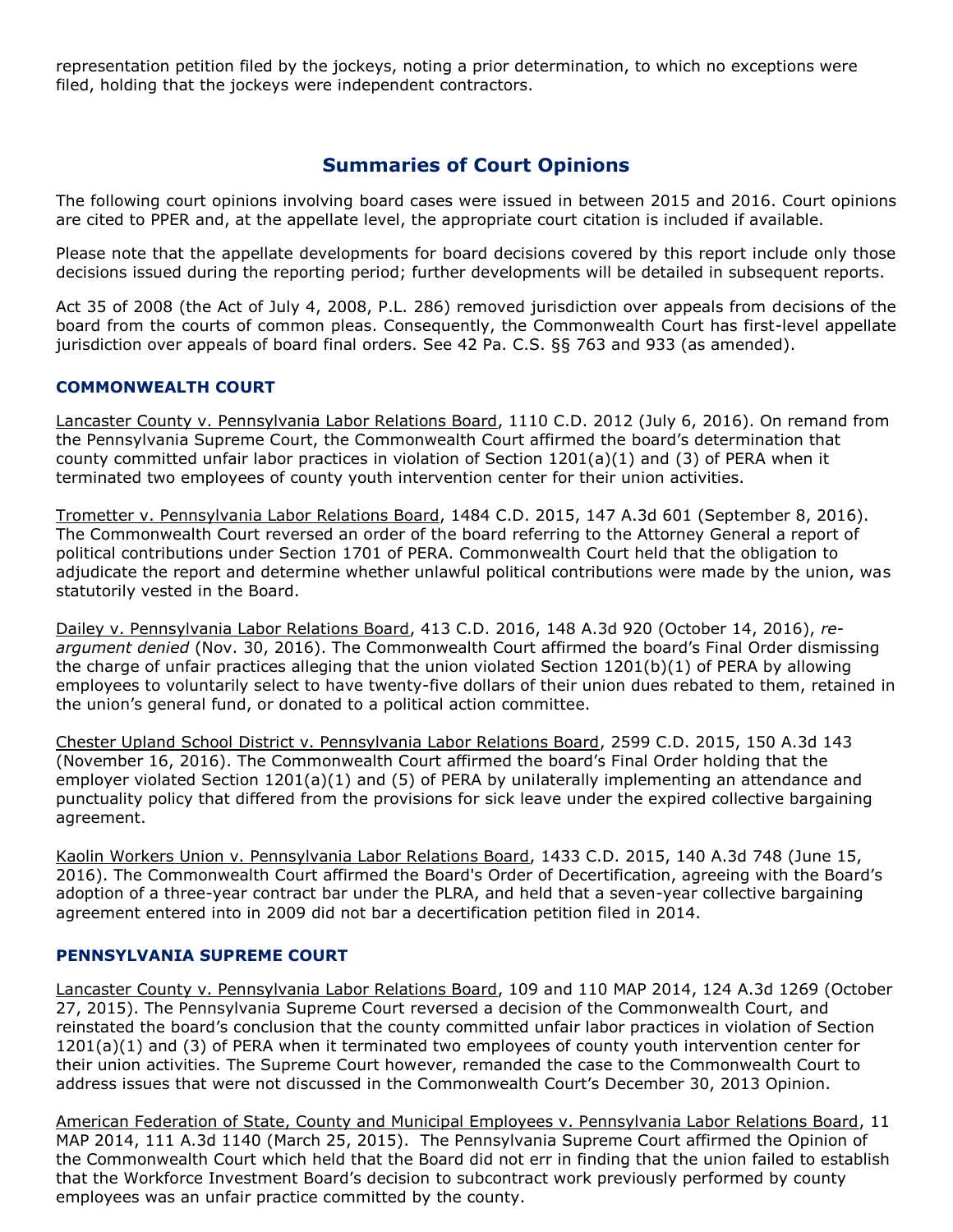representation petition filed by the jockeys, noting a prior determination, to which no exceptions were filed, holding that the jockeys were independent contractors.

## Summaries of Court Opinions

The following court opinions involving board cases were issued in between 2015 and 2016. Court opinions are cited to PPER and, at the appellate level, the appropriate court citation is included if available.

Please note that the appellate developments for board decisions covered by this report include only those decisions issued during the reporting period; further developments will be detailed in subsequent reports.

Act 35 of 2008 (the Act of July 4, 2008, P.L. 286) removed jurisdiction over appeals from decisions of the board from the courts of common pleas. Consequently, the Commonwealth Court has first-level appellate jurisdiction over appeals of board final orders. See 42 Pa. C.S. §§ 763 and 933 (as amended).

### COMMONWEALTH COURT

Lancaster County v. Pennsylvania Labor Relations Board, 1110 C.D. 2012 (July 6, 2016). On remand from the Pennsylvania Supreme Court, the Commonwealth Court affirmed the board's determination that county committed unfair labor practices in violation of Section 1201(a)(1) and (3) of PERA when it terminated two employees of county youth intervention center for their union activities.

Trometter v. Pennsylvania Labor Relations Board, 1484 C.D. 2015, 147 A.3d 601 (September 8, 2016). The Commonwealth Court reversed an order of the board referring to the Attorney General a report of political contributions under Section 1701 of PERA. Commonwealth Court held that the obligation to adjudicate the report and determine whether unlawful political contributions were made by the union, was statutorily vested in the Board.

Dailey v. Pennsylvania Labor Relations Board, 413 C.D. 2016, 148 A.3d 920 (October 14, 2016), *re-argument denied* (Nov. 30, 2016). The Commonwealth Court affirmed the board's Final Order dismissing the charge of unfair practices alleging that the union violated Section 1201(b)(1) of PERA by allowing employees to voluntarily select to have twenty-five dollars of their union dues rebated to them, retained in the union's general fund, or donated to a political action committee.

Chester Upland School District v. Pennsylvania Labor Relations Board, 2599 C.D. 2015, 150 A.3d 143 (November 16, 2016). The Commonwealth Court affirmed the board's Final Order holding that the employer violated Section 1201(a)(1) and (5) of PERA by unilaterally implementing an attendance and punctuality policy that differed from the provisions for sick leave under the expired collective bargaining agreement.

Kaolin Workers Union v. Pennsylvania Labor Relations Board, 1433 C.D. 2015, 140 A.3d 748 (June 15, 2016). The Commonwealth Court affirmed the Board's Order of Decertification, agreeing with the Board's adoption of a three-year contract bar under the PLRA, and held that a seven-year collective bargaining agreement entered into in 2009 did not bar a decertification petition filed in 2014.

### PENNSYLVANIA SUPREME COURT

Lancaster County v. Pennsylvania Labor Relations Board, 109 and 110 MAP 2014, 124 A.3d 1269 (October 27, 2015). The Pennsylvania Supreme Court reversed a decision of the Commonwealth Court, and reinstated the board's conclusion that the county committed unfair labor practices in violation of Section 1201(a)(1) and (3) of PERA when it terminated two employees of county youth intervention center for their union activities. The Supreme Court however, remanded the case to the Commonwealth Court to address issues that were not discussed in the Commonwealth Court's December 30, 2013 Opinion.

American Federation of State, County and Municipal Employees v. Pennsylvania Labor Relations Board, 11 MAP 2014, 111 A.3d 1140 (March 25, 2015). The Pennsylvania Supreme Court affirmed the Opinion of the Commonwealth Court which held that the Board did not err in finding that the union failed to establish that the Workforce Investment Board's decision to subcontract work previously performed by county employees was an unfair practice committed by the county.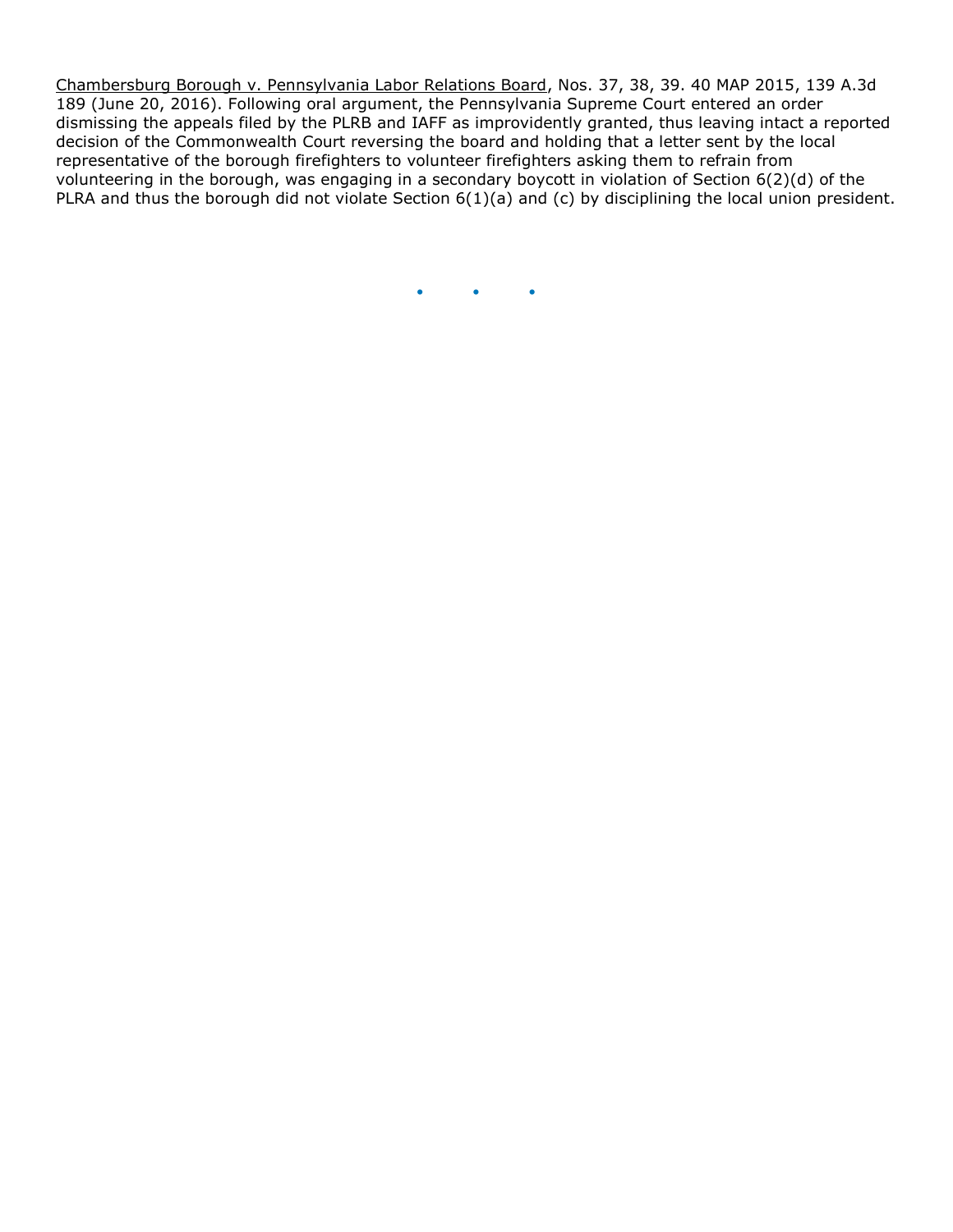<u>Chambersburg Borough v. Pennsylvania Labor Relations Board</u>, Nos. 37, 38, 39. 40 MAP 2015, 139 A.3d 189 (June 20, 2016). Following oral argument, the Pennsylvania Supreme Court entered an order dismissing the appeals filed by the PLRB and IAFF as improvidently granted, thus leaving intact a reported decision of the Commonwealth Court reversing the board and holding that a letter sent by the local representative of the borough firefighters to volunteer firefighters asking them to refrain from volunteering in the borough, was engaging in a secondary boycott in violation of Section 6(2)(d) of the PLRA and thus the borough did not violate Section 6(1)(a) and (c) by disciplining the local union president.

• • •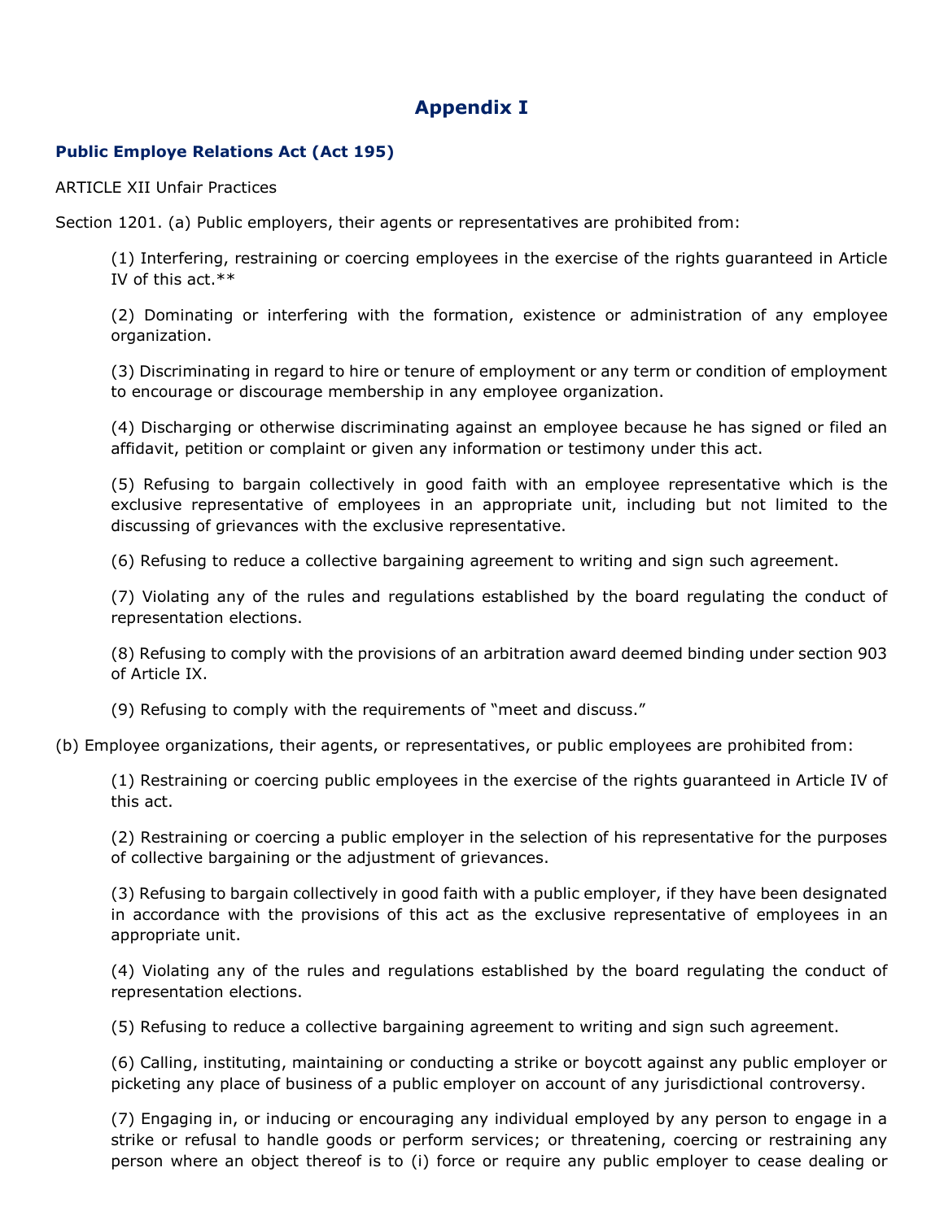# Appendix I

## Public Employe Relations Act (Act 195)

ARTICLE XII Unfair Practices

Section 1201. (a) Public employers, their agents or representatives are prohibited from:

(1) Interfering, restraining or coercing employees in the exercise of the rights guaranteed in Article IV of this act.**

(2) Dominating or interfering with the formation, existence or administration of any employee organization.

(3) Discriminating in regard to hire or tenure of employment or any term or condition of employment to encourage or discourage membership in any employee organization.

(4) Discharging or otherwise discriminating against an employee because he has signed or filed an affidavit, petition or complaint or given any information or testimony under this act.

(5) Refusing to bargain collectively in good faith with an employee representative which is the exclusive representative of employees in an appropriate unit, including but not limited to the discussing of grievances with the exclusive representative.

(6) Refusing to reduce a collective bargaining agreement to writing and sign such agreement.

(7) Violating any of the rules and regulations established by the board regulating the conduct of representation elections.

(8) Refusing to comply with the provisions of an arbitration award deemed binding under section 903 of Article IX.

(9) Refusing to comply with the requirements of "meet and discuss."

(b) Employee organizations, their agents, or representatives, or public employees are prohibited from:

(1) Restraining or coercing public employees in the exercise of the rights guaranteed in Article IV of this act.

(2) Restraining or coercing a public employer in the selection of his representative for the purposes of collective bargaining or the adjustment of grievances.

(3) Refusing to bargain collectively in good faith with a public employer, if they have been designated in accordance with the provisions of this act as the exclusive representative of employees in an appropriate unit.

(4) Violating any of the rules and regulations established by the board regulating the conduct of representation elections.

(5) Refusing to reduce a collective bargaining agreement to writing and sign such agreement.

(6) Calling, instituting, maintaining or conducting a strike or boycott against any public employer or picketing any place of business of a public employer on account of any jurisdictional controversy.

(7) Engaging in, or inducing or encouraging any individual employed by any person to engage in a strike or refusal to handle goods or perform services; or threatening, coercing or restraining any person where an object thereof is to (i) force or require any public employer to cease dealing or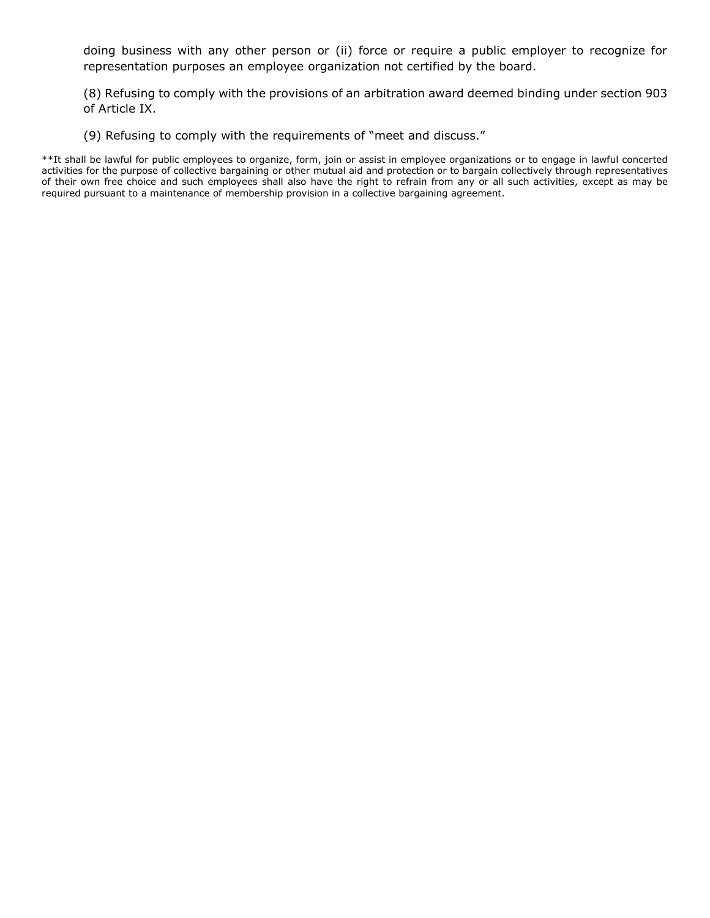doing business with any other person or (ii) force or require a public employer to recognize for representation purposes an employee organization not certified by the board.

(8) Refusing to comply with the provisions of an arbitration award deemed binding under section 903 of Article IX.

(9) Refusing to comply with the requirements of "meet and discuss."

**It shall be lawful for public employees to organize, form, join or assist in employee organizations or to engage in lawful concerted activities for the purpose of collective bargaining or other mutual aid and protection or to bargain collectively through representatives of their own free choice and such employees shall also have the right to refrain from any or all such activities, except as may be required pursuant to a maintenance of membership provision in a collective bargaining agreement.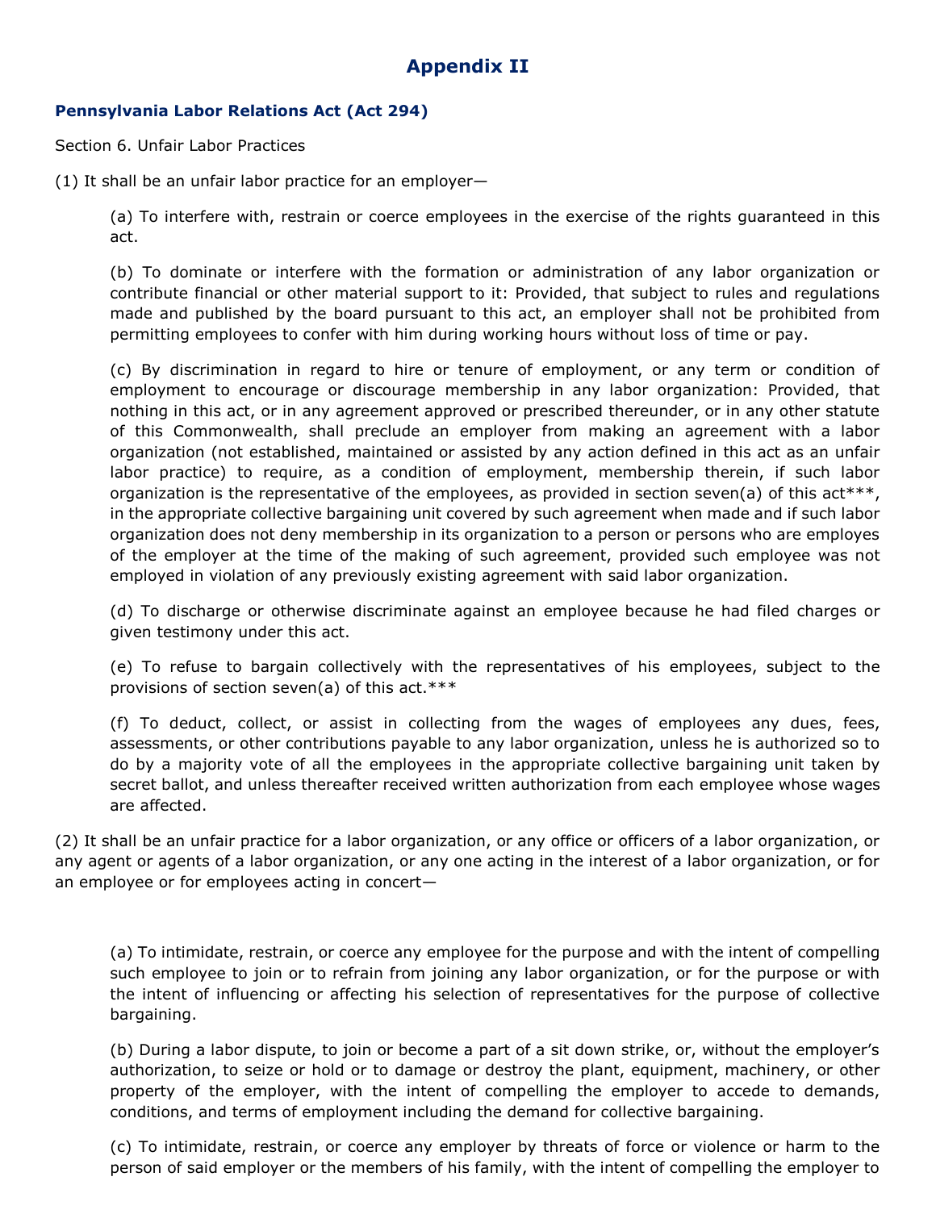# Appendix II

### Pennsylvania Labor Relations Act (Act 294)

Section 6. Unfair Labor Practices

(1) It shall be an unfair labor practice for an employer—

> (a) To interfere with, restrain or coerce employees in the exercise of the rights guaranteed in this act.
>
> (b) To dominate or interfere with the formation or administration of any labor organization or contribute financial or other material support to it: Provided, that subject to rules and regulations made and published by the board pursuant to this act, an employer shall not be prohibited from permitting employees to confer with him during working hours without loss of time or pay.
>
> (c) By discrimination in regard to hire or tenure of employment, or any term or condition of employment to encourage or discourage membership in any labor organization: Provided, that nothing in this act, or in any agreement approved or prescribed thereunder, or in any other statute of this Commonwealth, shall preclude an employer from making an agreement with a labor organization (not established, maintained or assisted by any action defined in this act as an unfair labor practice) to require, as a condition of employment, membership therein, if such labor organization is the representative of the employees, as provided in section seven(a) of this act***, in the appropriate collective bargaining unit covered by such agreement when made and if such labor organization does not deny membership in its organization to a person or persons who are employes of the employer at the time of the making of such agreement, provided such employee was not employed in violation of any previously existing agreement with said labor organization.
>
> (d) To discharge or otherwise discriminate against an employee because he had filed charges or given testimony under this act.
>
> (e) To refuse to bargain collectively with the representatives of his employees, subject to the provisions of section seven(a) of this act.***
>
> (f) To deduct, collect, or assist in collecting from the wages of employees any dues, fees, assessments, or other contributions payable to any labor organization, unless he is authorized so to do by a majority vote of all the employees in the appropriate collective bargaining unit taken by secret ballot, and unless thereafter received written authorization from each employee whose wages are affected.

(2) It shall be an unfair practice for a labor organization, or any office or officers of a labor organization, or any agent or agents of a labor organization, or any one acting in the interest of a labor organization, or for an employee or for employees acting in concert—

> (a) To intimidate, restrain, or coerce any employee for the purpose and with the intent of compelling such employee to join or to refrain from joining any labor organization, or for the purpose or with the intent of influencing or affecting his selection of representatives for the purpose of collective bargaining.
>
> (b) During a labor dispute, to join or become a part of a sit down strike, or, without the employer's authorization, to seize or hold or to damage or destroy the plant, equipment, machinery, or other property of the employer, with the intent of compelling the employer to accede to demands, conditions, and terms of employment including the demand for collective bargaining.
>
> (c) To intimidate, restrain, or coerce any employer by threats of force or violence or harm to the person of said employer or the members of his family, with the intent of compelling the employer to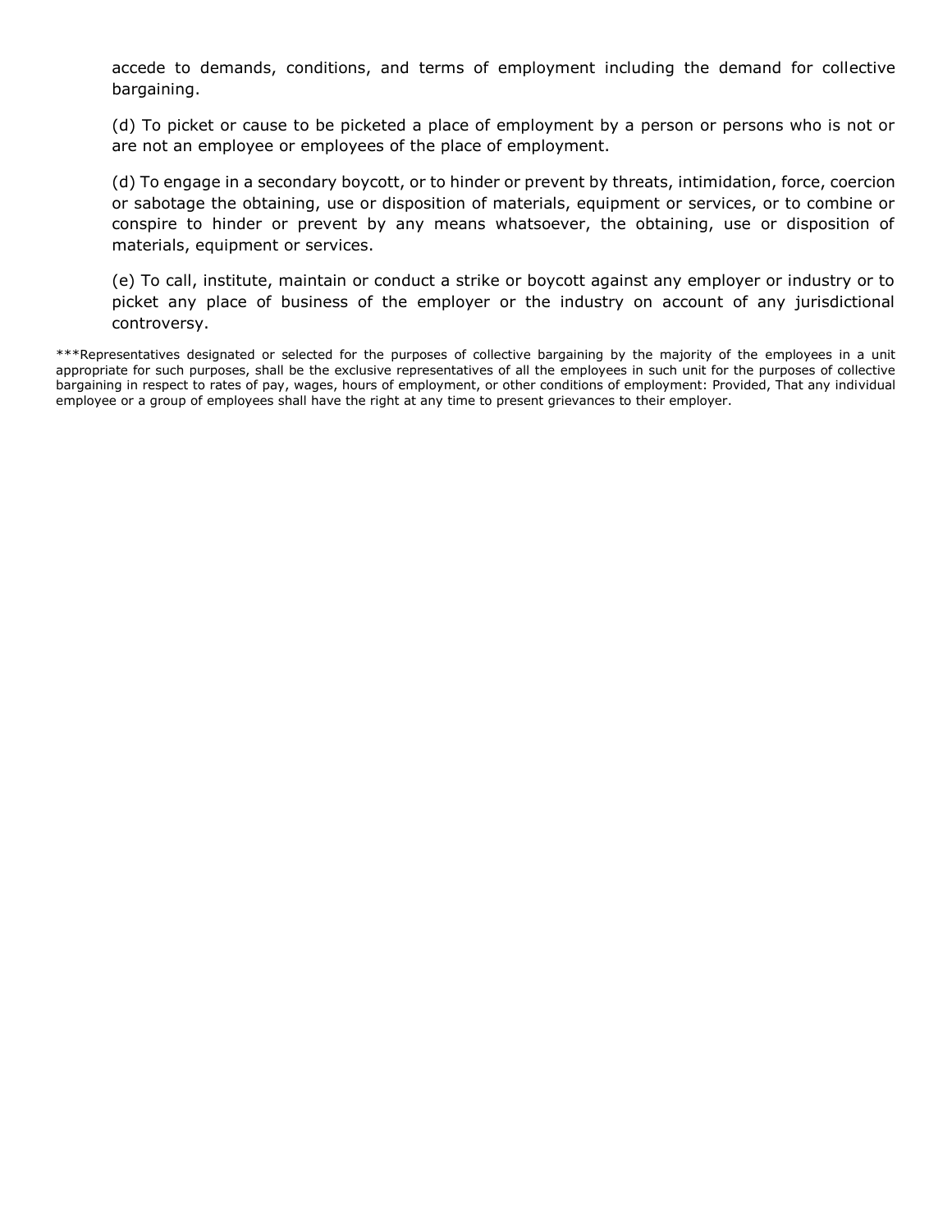accede to demands, conditions, and terms of employment including the demand for collective bargaining.

(d) To picket or cause to be picketed a place of employment by a person or persons who is not or are not an employee or employees of the place of employment.

(d) To engage in a secondary boycott, or to hinder or prevent by threats, intimidation, force, coercion or sabotage the obtaining, use or disposition of materials, equipment or services, or to combine or conspire to hinder or prevent by any means whatsoever, the obtaining, use or disposition of materials, equipment or services.

(e) To call, institute, maintain or conduct a strike or boycott against any employer or industry or to picket any place of business of the employer or the industry on account of any jurisdictional controversy.

***Representatives designated or selected for the purposes of collective bargaining by the majority of the employees in a unit appropriate for such purposes, shall be the exclusive representatives of all the employees in such unit for the purposes of collective bargaining in respect to rates of pay, wages, hours of employment, or other conditions of employment: Provided, That any individual employee or a group of employees shall have the right at any time to present grievances to their employer.